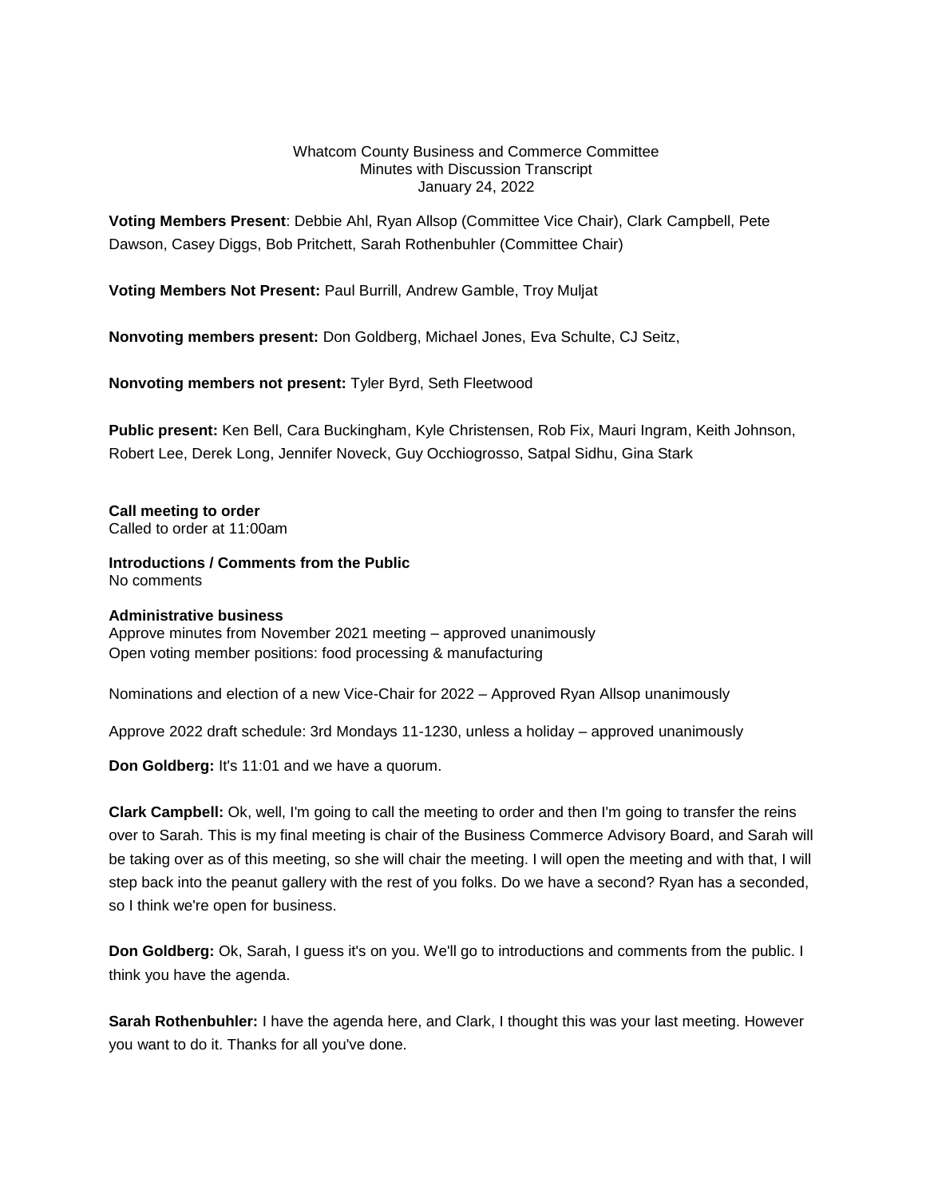Whatcom County Business and Commerce Committee
Minutes with Discussion Transcript
January 24, 2022

**Voting Members Present**: Debbie Ahl, Ryan Allsop (Committee Vice Chair), Clark Campbell, Pete Dawson, Casey Diggs, Bob Pritchett, Sarah Rothenbuhler (Committee Chair)

**Voting Members Not Present:** Paul Burrill, Andrew Gamble, Troy Muljat

**Nonvoting members present:** Don Goldberg, Michael Jones, Eva Schulte, CJ Seitz,

**Nonvoting members not present:** Tyler Byrd, Seth Fleetwood

**Public present:** Ken Bell, Cara Buckingham, Kyle Christensen, Rob Fix, Mauri Ingram, Keith Johnson, Robert Lee, Derek Long, Jennifer Noveck, Guy Occhiogrosso, Satpal Sidhu, Gina Stark

**Call meeting to order**
Called to order at 11:00am

**Introductions / Comments from the Public**
No comments

**Administrative business**
Approve minutes from November 2021 meeting – approved unanimously
Open voting member positions: food processing & manufacturing

Nominations and election of a new Vice-Chair for 2022 – Approved Ryan Allsop unanimously

Approve 2022 draft schedule: 3rd Mondays 11-1230, unless a holiday – approved unanimously

**Don Goldberg:** It's 11:01 and we have a quorum.

**Clark Campbell:** Ok, well, I'm going to call the meeting to order and then I'm going to transfer the reins over to Sarah. This is my final meeting is chair of the Business Commerce Advisory Board, and Sarah will be taking over as of this meeting, so she will chair the meeting. I will open the meeting and with that, I will step back into the peanut gallery with the rest of you folks. Do we have a second? Ryan has a seconded, so I think we're open for business.

**Don Goldberg:** Ok, Sarah, I guess it's on you. We'll go to introductions and comments from the public. I think you have the agenda.

**Sarah Rothenbuhler:** I have the agenda here, and Clark, I thought this was your last meeting. However you want to do it. Thanks for all you've done.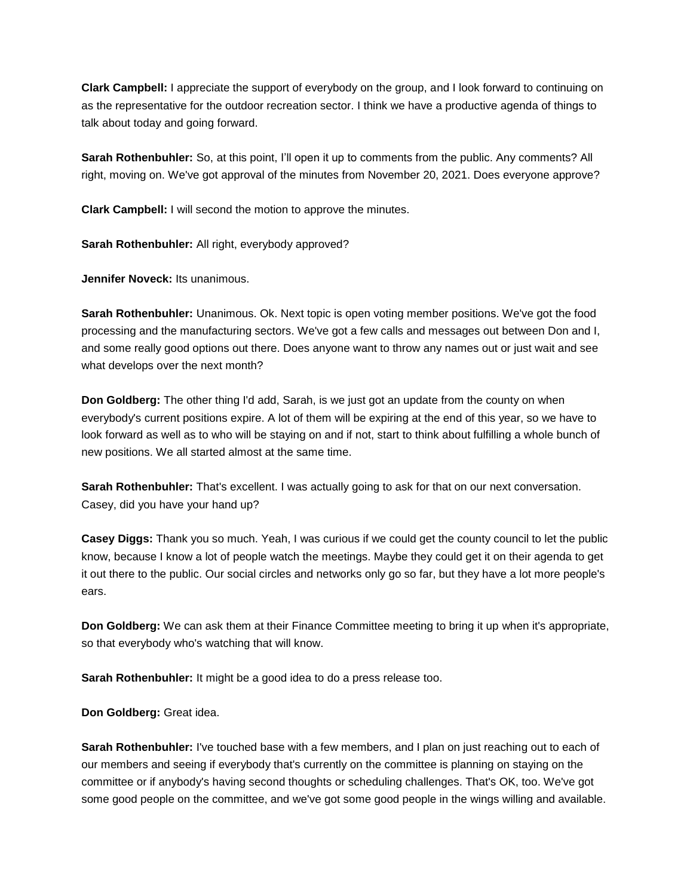**Clark Campbell:** I appreciate the support of everybody on the group, and I look forward to continuing on as the representative for the outdoor recreation sector. I think we have a productive agenda of things to talk about today and going forward.

**Sarah Rothenbuhler:** So, at this point, I'll open it up to comments from the public. Any comments? All right, moving on. We've got approval of the minutes from November 20, 2021. Does everyone approve?

**Clark Campbell:** I will second the motion to approve the minutes.

**Sarah Rothenbuhler:** All right, everybody approved?

**Jennifer Noveck:** Its unanimous.

**Sarah Rothenbuhler:** Unanimous. Ok. Next topic is open voting member positions. We've got the food processing and the manufacturing sectors. We've got a few calls and messages out between Don and I, and some really good options out there. Does anyone want to throw any names out or just wait and see what develops over the next month?

**Don Goldberg:** The other thing I'd add, Sarah, is we just got an update from the county on when everybody's current positions expire. A lot of them will be expiring at the end of this year, so we have to look forward as well as to who will be staying on and if not, start to think about fulfilling a whole bunch of new positions. We all started almost at the same time.

**Sarah Rothenbuhler:** That's excellent. I was actually going to ask for that on our next conversation. Casey, did you have your hand up?

**Casey Diggs:** Thank you so much. Yeah, I was curious if we could get the county council to let the public know, because I know a lot of people watch the meetings. Maybe they could get it on their agenda to get it out there to the public. Our social circles and networks only go so far, but they have a lot more people's ears.

**Don Goldberg:** We can ask them at their Finance Committee meeting to bring it up when it's appropriate, so that everybody who's watching that will know.

**Sarah Rothenbuhler:** It might be a good idea to do a press release too.

**Don Goldberg:** Great idea.

**Sarah Rothenbuhler:** I've touched base with a few members, and I plan on just reaching out to each of our members and seeing if everybody that's currently on the committee is planning on staying on the committee or if anybody's having second thoughts or scheduling challenges. That's OK, too. We've got some good people on the committee, and we've got some good people in the wings willing and available.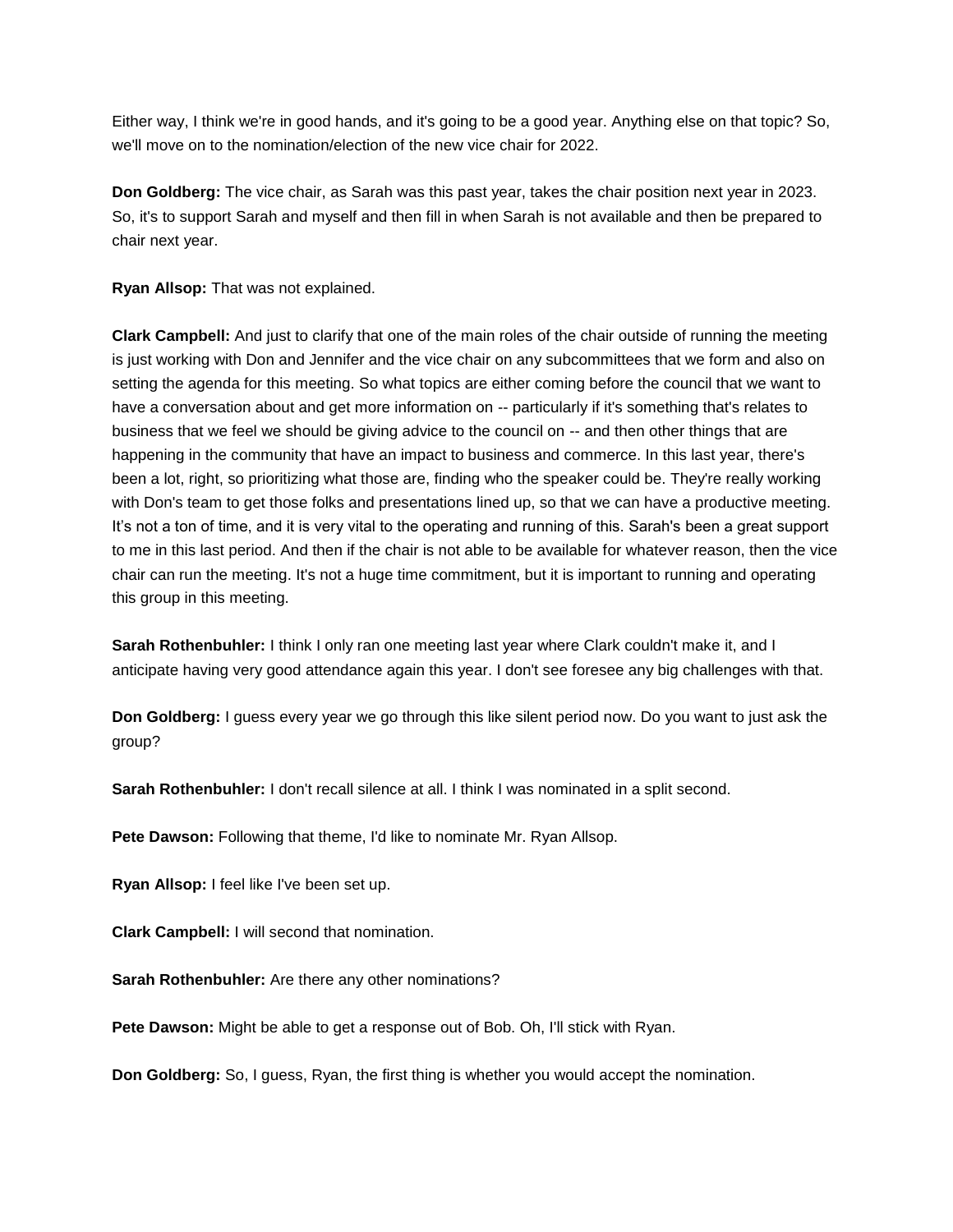Either way, I think we're in good hands, and it's going to be a good year. Anything else on that topic? So, we'll move on to the nomination/election of the new vice chair for 2022.

**Don Goldberg:** The vice chair, as Sarah was this past year, takes the chair position next year in 2023. So, it's to support Sarah and myself and then fill in when Sarah is not available and then be prepared to chair next year.

**Ryan Allsop:** That was not explained.

**Clark Campbell:** And just to clarify that one of the main roles of the chair outside of running the meeting is just working with Don and Jennifer and the vice chair on any subcommittees that we form and also on setting the agenda for this meeting. So what topics are either coming before the council that we want to have a conversation about and get more information on -- particularly if it's something that's relates to business that we feel we should be giving advice to the council on -- and then other things that are happening in the community that have an impact to business and commerce. In this last year, there's been a lot, right, so prioritizing what those are, finding who the speaker could be. They're really working with Don's team to get those folks and presentations lined up, so that we can have a productive meeting. It's not a ton of time, and it is very vital to the operating and running of this. Sarah's been a great support to me in this last period. And then if the chair is not able to be available for whatever reason, then the vice chair can run the meeting. It's not a huge time commitment, but it is important to running and operating this group in this meeting.

**Sarah Rothenbuhler:** I think I only ran one meeting last year where Clark couldn't make it, and I anticipate having very good attendance again this year. I don't see foresee any big challenges with that.

**Don Goldberg:** I guess every year we go through this like silent period now. Do you want to just ask the group?

**Sarah Rothenbuhler:** I don't recall silence at all. I think I was nominated in a split second.

**Pete Dawson:** Following that theme, I'd like to nominate Mr. Ryan Allsop.

**Ryan Allsop:** I feel like I've been set up.

**Clark Campbell:** I will second that nomination.

**Sarah Rothenbuhler:** Are there any other nominations?

**Pete Dawson:** Might be able to get a response out of Bob. Oh, I'll stick with Ryan.

**Don Goldberg:** So, I guess, Ryan, the first thing is whether you would accept the nomination.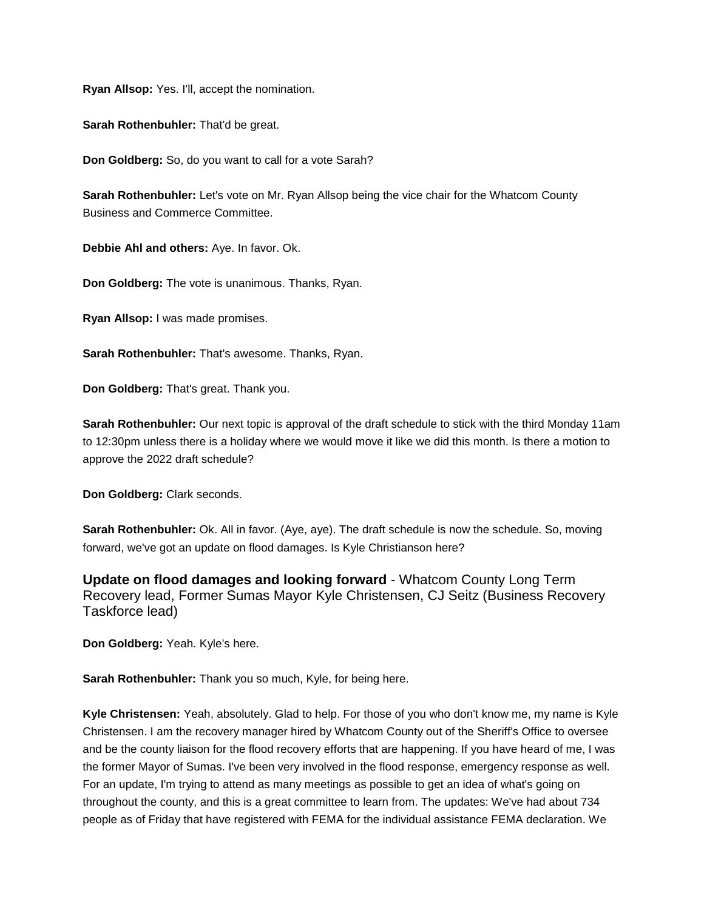**Ryan Allsop:** Yes. I'll, accept the nomination.

**Sarah Rothenbuhler:** That'd be great.

**Don Goldberg:** So, do you want to call for a vote Sarah?

**Sarah Rothenbuhler:** Let's vote on Mr. Ryan Allsop being the vice chair for the Whatcom County Business and Commerce Committee.

**Debbie Ahl and others:** Aye. In favor. Ok.

**Don Goldberg:** The vote is unanimous. Thanks, Ryan.

**Ryan Allsop:** I was made promises.

**Sarah Rothenbuhler:** That's awesome. Thanks, Ryan.

**Don Goldberg:** That's great. Thank you.

**Sarah Rothenbuhler:** Our next topic is approval of the draft schedule to stick with the third Monday 11am to 12:30pm unless there is a holiday where we would move it like we did this month. Is there a motion to approve the 2022 draft schedule?

**Don Goldberg:** Clark seconds.

**Sarah Rothenbuhler:** Ok. All in favor. (Aye, aye). The draft schedule is now the schedule. So, moving forward, we've got an update on flood damages. Is Kyle Christianson here?

### Update on flood damages and looking forward - Whatcom County Long Term Recovery lead, Former Sumas Mayor Kyle Christensen, CJ Seitz (Business Recovery Taskforce lead)

**Don Goldberg:** Yeah. Kyle's here.

**Sarah Rothenbuhler:** Thank you so much, Kyle, for being here.

**Kyle Christensen:** Yeah, absolutely. Glad to help. For those of you who don't know me, my name is Kyle Christensen. I am the recovery manager hired by Whatcom County out of the Sheriff's Office to oversee and be the county liaison for the flood recovery efforts that are happening. If you have heard of me, I was the former Mayor of Sumas. I've been very involved in the flood response, emergency response as well. For an update, I'm trying to attend as many meetings as possible to get an idea of what's going on throughout the county, and this is a great committee to learn from. The updates: We've had about 734 people as of Friday that have registered with FEMA for the individual assistance FEMA declaration. We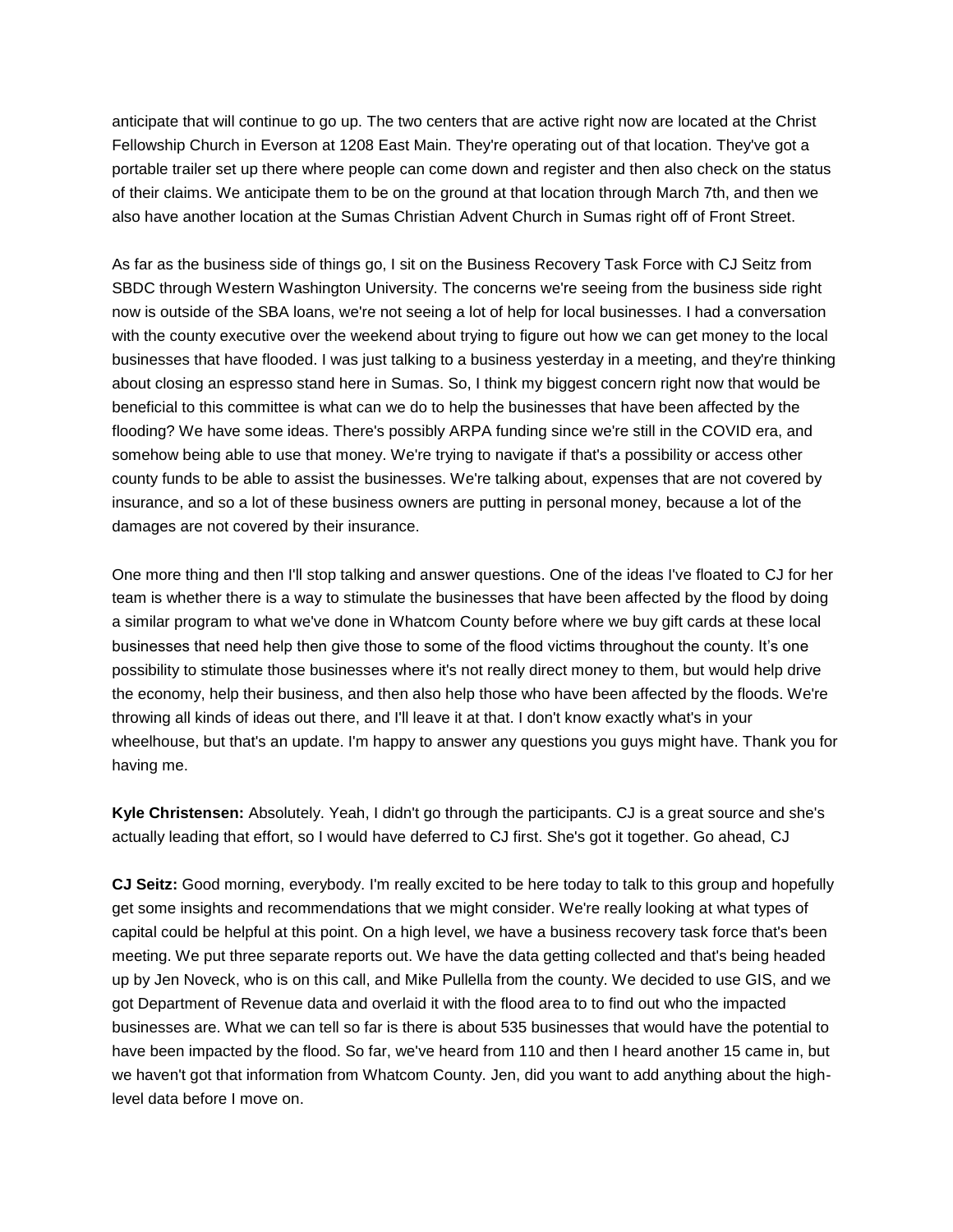anticipate that will continue to go up. The two centers that are active right now are located at the Christ Fellowship Church in Everson at 1208 East Main. They're operating out of that location. They've got a portable trailer set up there where people can come down and register and then also check on the status of their claims. We anticipate them to be on the ground at that location through March 7th, and then we also have another location at the Sumas Christian Advent Church in Sumas right off of Front Street.

As far as the business side of things go, I sit on the Business Recovery Task Force with CJ Seitz from SBDC through Western Washington University. The concerns we're seeing from the business side right now is outside of the SBA loans, we're not seeing a lot of help for local businesses. I had a conversation with the county executive over the weekend about trying to figure out how we can get money to the local businesses that have flooded. I was just talking to a business yesterday in a meeting, and they're thinking about closing an espresso stand here in Sumas. So, I think my biggest concern right now that would be beneficial to this committee is what can we do to help the businesses that have been affected by the flooding? We have some ideas. There's possibly ARPA funding since we're still in the COVID era, and somehow being able to use that money. We're trying to navigate if that's a possibility or access other county funds to be able to assist the businesses. We're talking about, expenses that are not covered by insurance, and so a lot of these business owners are putting in personal money, because a lot of the damages are not covered by their insurance.

One more thing and then I'll stop talking and answer questions. One of the ideas I've floated to CJ for her team is whether there is a way to stimulate the businesses that have been affected by the flood by doing a similar program to what we've done in Whatcom County before where we buy gift cards at these local businesses that need help then give those to some of the flood victims throughout the county. It's one possibility to stimulate those businesses where it's not really direct money to them, but would help drive the economy, help their business, and then also help those who have been affected by the floods. We're throwing all kinds of ideas out there, and I'll leave it at that. I don't know exactly what's in your wheelhouse, but that's an update. I'm happy to answer any questions you guys might have. Thank you for having me.

**Kyle Christensen:** Absolutely. Yeah, I didn't go through the participants. CJ is a great source and she's actually leading that effort, so I would have deferred to CJ first. She's got it together. Go ahead, CJ

**CJ Seitz:** Good morning, everybody. I'm really excited to be here today to talk to this group and hopefully get some insights and recommendations that we might consider. We're really looking at what types of capital could be helpful at this point. On a high level, we have a business recovery task force that's been meeting. We put three separate reports out. We have the data getting collected and that's being headed up by Jen Noveck, who is on this call, and Mike Pullella from the county. We decided to use GIS, and we got Department of Revenue data and overlaid it with the flood area to to find out who the impacted businesses are. What we can tell so far is there is about 535 businesses that would have the potential to have been impacted by the flood. So far, we've heard from 110 and then I heard another 15 came in, but we haven't got that information from Whatcom County. Jen, did you want to add anything about the high-level data before I move on.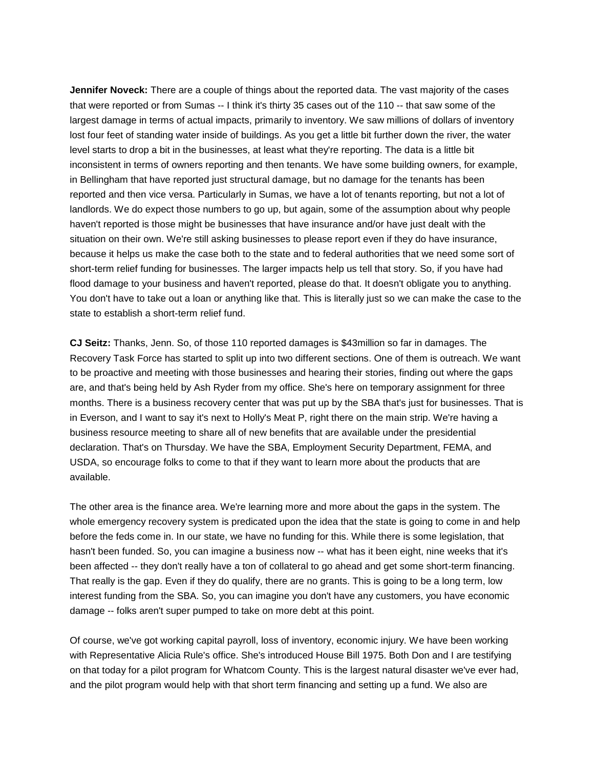**Jennifer Noveck:** There are a couple of things about the reported data. The vast majority of the cases that were reported or from Sumas -- I think it's thirty 35 cases out of the 110 -- that saw some of the largest damage in terms of actual impacts, primarily to inventory. We saw millions of dollars of inventory lost four feet of standing water inside of buildings. As you get a little bit further down the river, the water level starts to drop a bit in the businesses, at least what they're reporting. The data is a little bit inconsistent in terms of owners reporting and then tenants. We have some building owners, for example, in Bellingham that have reported just structural damage, but no damage for the tenants has been reported and then vice versa. Particularly in Sumas, we have a lot of tenants reporting, but not a lot of landlords. We do expect those numbers to go up, but again, some of the assumption about why people haven't reported is those might be businesses that have insurance and/or have just dealt with the situation on their own. We're still asking businesses to please report even if they do have insurance, because it helps us make the case both to the state and to federal authorities that we need some sort of short-term relief funding for businesses. The larger impacts help us tell that story. So, if you have had flood damage to your business and haven't reported, please do that. It doesn't obligate you to anything. You don't have to take out a loan or anything like that. This is literally just so we can make the case to the state to establish a short-term relief fund.

**CJ Seitz:** Thanks, Jenn. So, of those 110 reported damages is $43million so far in damages. The Recovery Task Force has started to split up into two different sections. One of them is outreach. We want to be proactive and meeting with those businesses and hearing their stories, finding out where the gaps are, and that's being held by Ash Ryder from my office. She's here on temporary assignment for three months. There is a business recovery center that was put up by the SBA that's just for businesses. That is in Everson, and I want to say it's next to Holly's Meat P, right there on the main strip. We're having a business resource meeting to share all of new benefits that are available under the presidential declaration. That's on Thursday. We have the SBA, Employment Security Department, FEMA, and USDA, so encourage folks to come to that if they want to learn more about the products that are available.

The other area is the finance area. We're learning more and more about the gaps in the system. The whole emergency recovery system is predicated upon the idea that the state is going to come in and help before the feds come in. In our state, we have no funding for this. While there is some legislation, that hasn't been funded. So, you can imagine a business now -- what has it been eight, nine weeks that it's been affected -- they don't really have a ton of collateral to go ahead and get some short-term financing. That really is the gap. Even if they do qualify, there are no grants. This is going to be a long term, low interest funding from the SBA. So, you can imagine you don't have any customers, you have economic damage -- folks aren't super pumped to take on more debt at this point.

Of course, we've got working capital payroll, loss of inventory, economic injury. We have been working with Representative Alicia Rule's office. She's introduced House Bill 1975. Both Don and I are testifying on that today for a pilot program for Whatcom County. This is the largest natural disaster we've ever had, and the pilot program would help with that short term financing and setting up a fund. We also are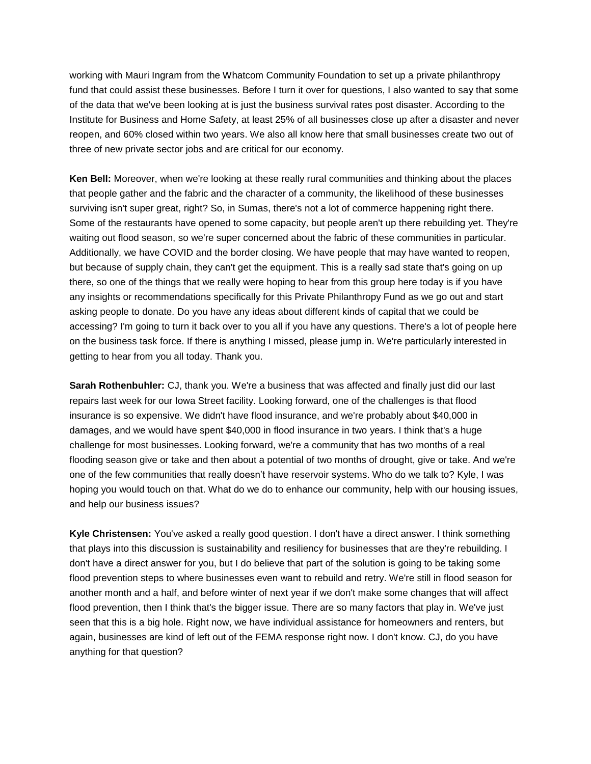working with Mauri Ingram from the Whatcom Community Foundation to set up a private philanthropy fund that could assist these businesses. Before I turn it over for questions, I also wanted to say that some of the data that we've been looking at is just the business survival rates post disaster. According to the Institute for Business and Home Safety, at least 25% of all businesses close up after a disaster and never reopen, and 60% closed within two years. We also all know here that small businesses create two out of three of new private sector jobs and are critical for our economy.

**Ken Bell:** Moreover, when we're looking at these really rural communities and thinking about the places that people gather and the fabric and the character of a community, the likelihood of these businesses surviving isn't super great, right? So, in Sumas, there's not a lot of commerce happening right there. Some of the restaurants have opened to some capacity, but people aren't up there rebuilding yet. They're waiting out flood season, so we're super concerned about the fabric of these communities in particular. Additionally, we have COVID and the border closing. We have people that may have wanted to reopen, but because of supply chain, they can't get the equipment. This is a really sad state that's going on up there, so one of the things that we really were hoping to hear from this group here today is if you have any insights or recommendations specifically for this Private Philanthropy Fund as we go out and start asking people to donate. Do you have any ideas about different kinds of capital that we could be accessing? I'm going to turn it back over to you all if you have any questions. There's a lot of people here on the business task force. If there is anything I missed, please jump in. We're particularly interested in getting to hear from you all today. Thank you.

**Sarah Rothenbuhler:** CJ, thank you. We're a business that was affected and finally just did our last repairs last week for our Iowa Street facility. Looking forward, one of the challenges is that flood insurance is so expensive. We didn't have flood insurance, and we're probably about $40,000 in damages, and we would have spent $40,000 in flood insurance in two years. I think that's a huge challenge for most businesses. Looking forward, we're a community that has two months of a real flooding season give or take and then about a potential of two months of drought, give or take. And we're one of the few communities that really doesn't have reservoir systems. Who do we talk to? Kyle, I was hoping you would touch on that. What do we do to enhance our community, help with our housing issues, and help our business issues?

**Kyle Christensen:** You've asked a really good question. I don't have a direct answer. I think something that plays into this discussion is sustainability and resiliency for businesses that are they're rebuilding. I don't have a direct answer for you, but I do believe that part of the solution is going to be taking some flood prevention steps to where businesses even want to rebuild and retry. We're still in flood season for another month and a half, and before winter of next year if we don't make some changes that will affect flood prevention, then I think that's the bigger issue. There are so many factors that play in. We've just seen that this is a big hole. Right now, we have individual assistance for homeowners and renters, but again, businesses are kind of left out of the FEMA response right now. I don't know. CJ, do you have anything for that question?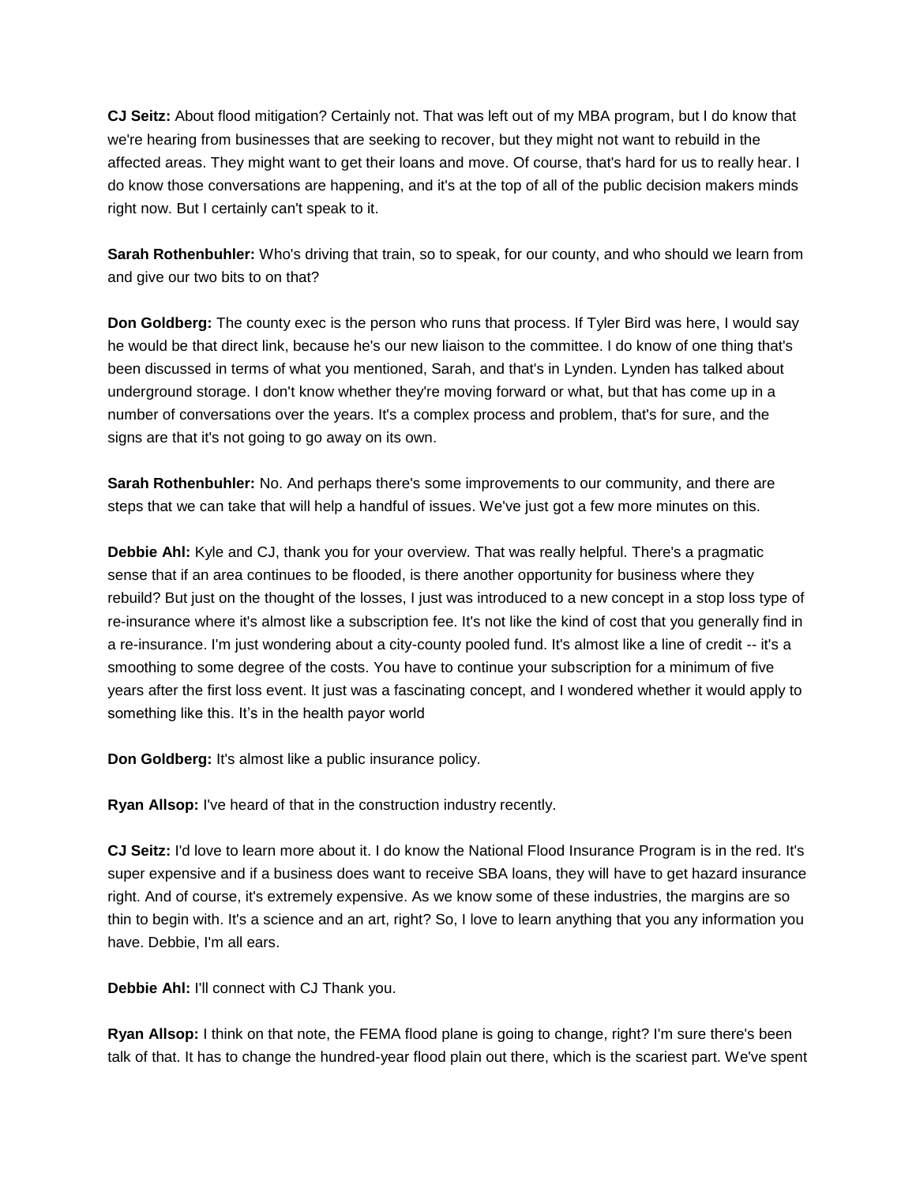**CJ Seitz:** About flood mitigation? Certainly not. That was left out of my MBA program, but I do know that we're hearing from businesses that are seeking to recover, but they might not want to rebuild in the affected areas. They might want to get their loans and move. Of course, that's hard for us to really hear. I do know those conversations are happening, and it's at the top of all of the public decision makers minds right now. But I certainly can't speak to it.

**Sarah Rothenbuhler:** Who's driving that train, so to speak, for our county, and who should we learn from and give our two bits to on that?

**Don Goldberg:** The county exec is the person who runs that process. If Tyler Bird was here, I would say he would be that direct link, because he's our new liaison to the committee. I do know of one thing that's been discussed in terms of what you mentioned, Sarah, and that's in Lynden. Lynden has talked about underground storage. I don't know whether they're moving forward or what, but that has come up in a number of conversations over the years. It's a complex process and problem, that's for sure, and the signs are that it's not going to go away on its own.

**Sarah Rothenbuhler:** No. And perhaps there's some improvements to our community, and there are steps that we can take that will help a handful of issues. We've just got a few more minutes on this.

**Debbie Ahl:** Kyle and CJ, thank you for your overview. That was really helpful. There's a pragmatic sense that if an area continues to be flooded, is there another opportunity for business where they rebuild? But just on the thought of the losses, I just was introduced to a new concept in a stop loss type of re-insurance where it's almost like a subscription fee. It's not like the kind of cost that you generally find in a re-insurance. I'm just wondering about a city-county pooled fund. It's almost like a line of credit -- it's a smoothing to some degree of the costs. You have to continue your subscription for a minimum of five years after the first loss event. It just was a fascinating concept, and I wondered whether it would apply to something like this. It's in the health payor world

**Don Goldberg:** It's almost like a public insurance policy.

**Ryan Allsop:** I've heard of that in the construction industry recently.

**CJ Seitz:** I'd love to learn more about it. I do know the National Flood Insurance Program is in the red. It's super expensive and if a business does want to receive SBA loans, they will have to get hazard insurance right. And of course, it's extremely expensive. As we know some of these industries, the margins are so thin to begin with. It's a science and an art, right? So, I love to learn anything that you any information you have. Debbie, I'm all ears.

**Debbie Ahl:** I'll connect with CJ Thank you.

**Ryan Allsop:** I think on that note, the FEMA flood plane is going to change, right? I'm sure there's been talk of that. It has to change the hundred-year flood plain out there, which is the scariest part. We've spent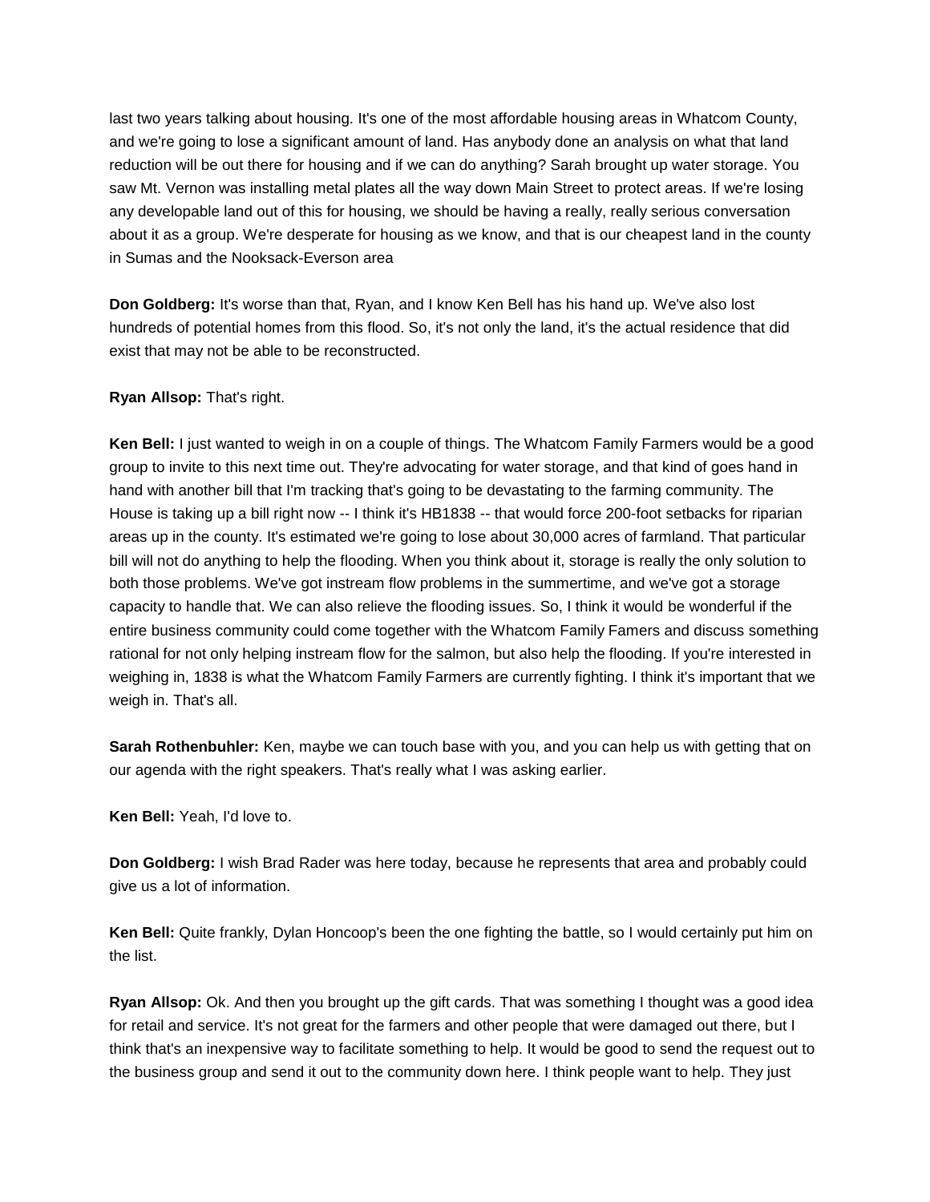last two years talking about housing. It's one of the most affordable housing areas in Whatcom County, and we're going to lose a significant amount of land. Has anybody done an analysis on what that land reduction will be out there for housing and if we can do anything? Sarah brought up water storage. You saw Mt. Vernon was installing metal plates all the way down Main Street to protect areas. If we're losing any developable land out of this for housing, we should be having a really, really serious conversation about it as a group. We're desperate for housing as we know, and that is our cheapest land in the county in Sumas and the Nooksack-Everson area

**Don Goldberg:** It's worse than that, Ryan, and I know Ken Bell has his hand up. We've also lost hundreds of potential homes from this flood. So, it's not only the land, it's the actual residence that did exist that may not be able to be reconstructed.

**Ryan Allsop:** That's right.

**Ken Bell:** I just wanted to weigh in on a couple of things. The Whatcom Family Farmers would be a good group to invite to this next time out. They're advocating for water storage, and that kind of goes hand in hand with another bill that I'm tracking that's going to be devastating to the farming community. The House is taking up a bill right now -- I think it's HB1838 -- that would force 200-foot setbacks for riparian areas up in the county. It's estimated we're going to lose about 30,000 acres of farmland. That particular bill will not do anything to help the flooding. When you think about it, storage is really the only solution to both those problems. We've got instream flow problems in the summertime, and we've got a storage capacity to handle that. We can also relieve the flooding issues. So, I think it would be wonderful if the entire business community could come together with the Whatcom Family Famers and discuss something rational for not only helping instream flow for the salmon, but also help the flooding. If you're interested in weighing in, 1838 is what the Whatcom Family Farmers are currently fighting. I think it's important that we weigh in. That's all.

**Sarah Rothenbuhler:** Ken, maybe we can touch base with you, and you can help us with getting that on our agenda with the right speakers. That's really what I was asking earlier.

**Ken Bell:** Yeah, I'd love to.

**Don Goldberg:** I wish Brad Rader was here today, because he represents that area and probably could give us a lot of information.

**Ken Bell:** Quite frankly, Dylan Honcoop's been the one fighting the battle, so I would certainly put him on the list.

**Ryan Allsop:** Ok. And then you brought up the gift cards. That was something I thought was a good idea for retail and service. It's not great for the farmers and other people that were damaged out there, but I think that's an inexpensive way to facilitate something to help. It would be good to send the request out to the business group and send it out to the community down here. I think people want to help. They just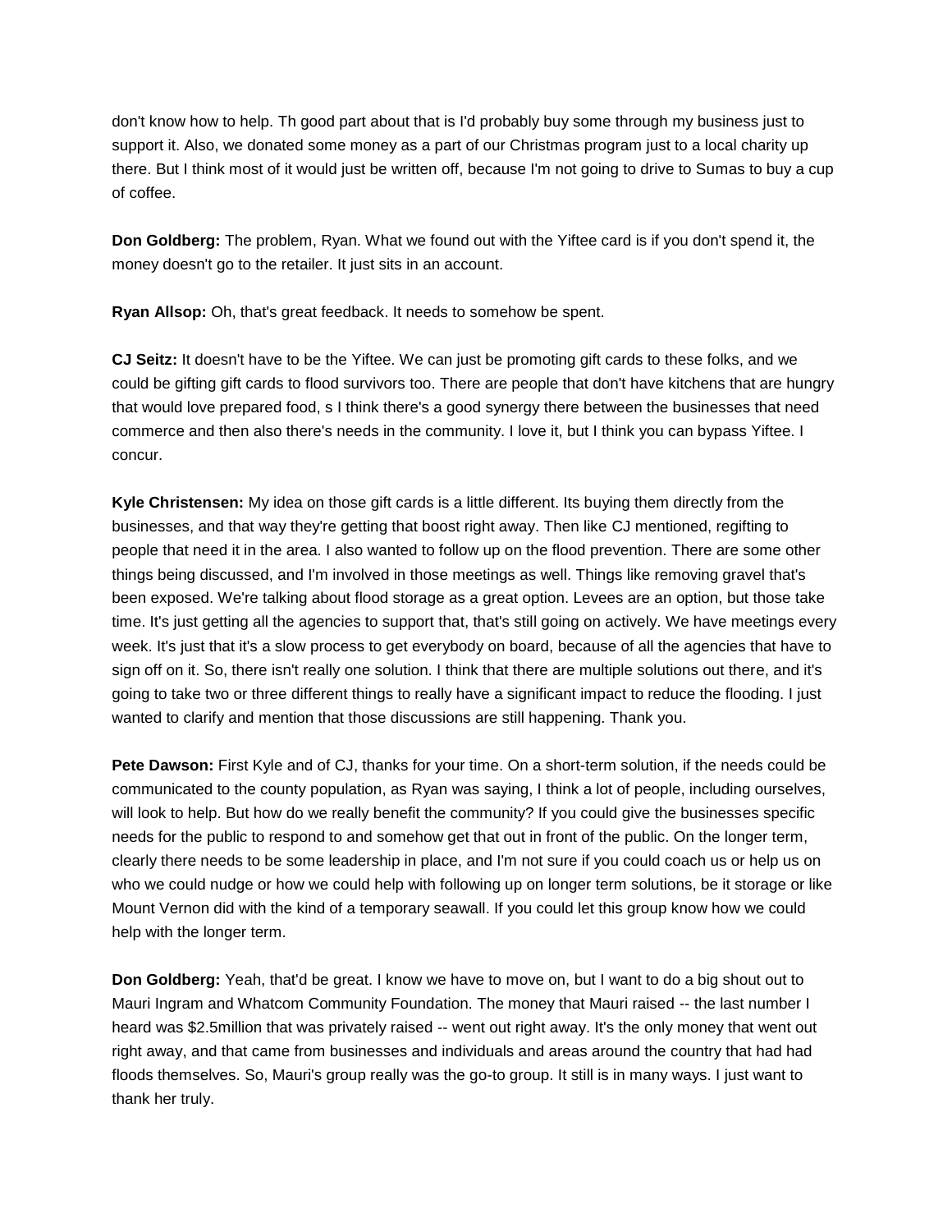don't know how to help. Th good part about that is I'd probably buy some through my business just to support it. Also, we donated some money as a part of our Christmas program just to a local charity up there. But I think most of it would just be written off, because I'm not going to drive to Sumas to buy a cup of coffee.

**Don Goldberg:** The problem, Ryan. What we found out with the Yiftee card is if you don't spend it, the money doesn't go to the retailer. It just sits in an account.

**Ryan Allsop:** Oh, that's great feedback. It needs to somehow be spent.

**CJ Seitz:** It doesn't have to be the Yiftee. We can just be promoting gift cards to these folks, and we could be gifting gift cards to flood survivors too. There are people that don't have kitchens that are hungry that would love prepared food, s I think there's a good synergy there between the businesses that need commerce and then also there's needs in the community. I love it, but I think you can bypass Yiftee. I concur.

**Kyle Christensen:** My idea on those gift cards is a little different. Its buying them directly from the businesses, and that way they're getting that boost right away. Then like CJ mentioned, regifting to people that need it in the area. I also wanted to follow up on the flood prevention. There are some other things being discussed, and I'm involved in those meetings as well. Things like removing gravel that's been exposed. We're talking about flood storage as a great option. Levees are an option, but those take time. It's just getting all the agencies to support that, that's still going on actively. We have meetings every week. It's just that it's a slow process to get everybody on board, because of all the agencies that have to sign off on it. So, there isn't really one solution. I think that there are multiple solutions out there, and it's going to take two or three different things to really have a significant impact to reduce the flooding. I just wanted to clarify and mention that those discussions are still happening. Thank you.

**Pete Dawson:** First Kyle and of CJ, thanks for your time. On a short-term solution, if the needs could be communicated to the county population, as Ryan was saying, I think a lot of people, including ourselves, will look to help. But how do we really benefit the community? If you could give the businesses specific needs for the public to respond to and somehow get that out in front of the public. On the longer term, clearly there needs to be some leadership in place, and I'm not sure if you could coach us or help us on who we could nudge or how we could help with following up on longer term solutions, be it storage or like Mount Vernon did with the kind of a temporary seawall. If you could let this group know how we could help with the longer term.

**Don Goldberg:** Yeah, that'd be great. I know we have to move on, but I want to do a big shout out to Mauri Ingram and Whatcom Community Foundation. The money that Mauri raised -- the last number I heard was $2.5million that was privately raised -- went out right away. It's the only money that went out right away, and that came from businesses and individuals and areas around the country that had had floods themselves. So, Mauri's group really was the go-to group. It still is in many ways. I just want to thank her truly.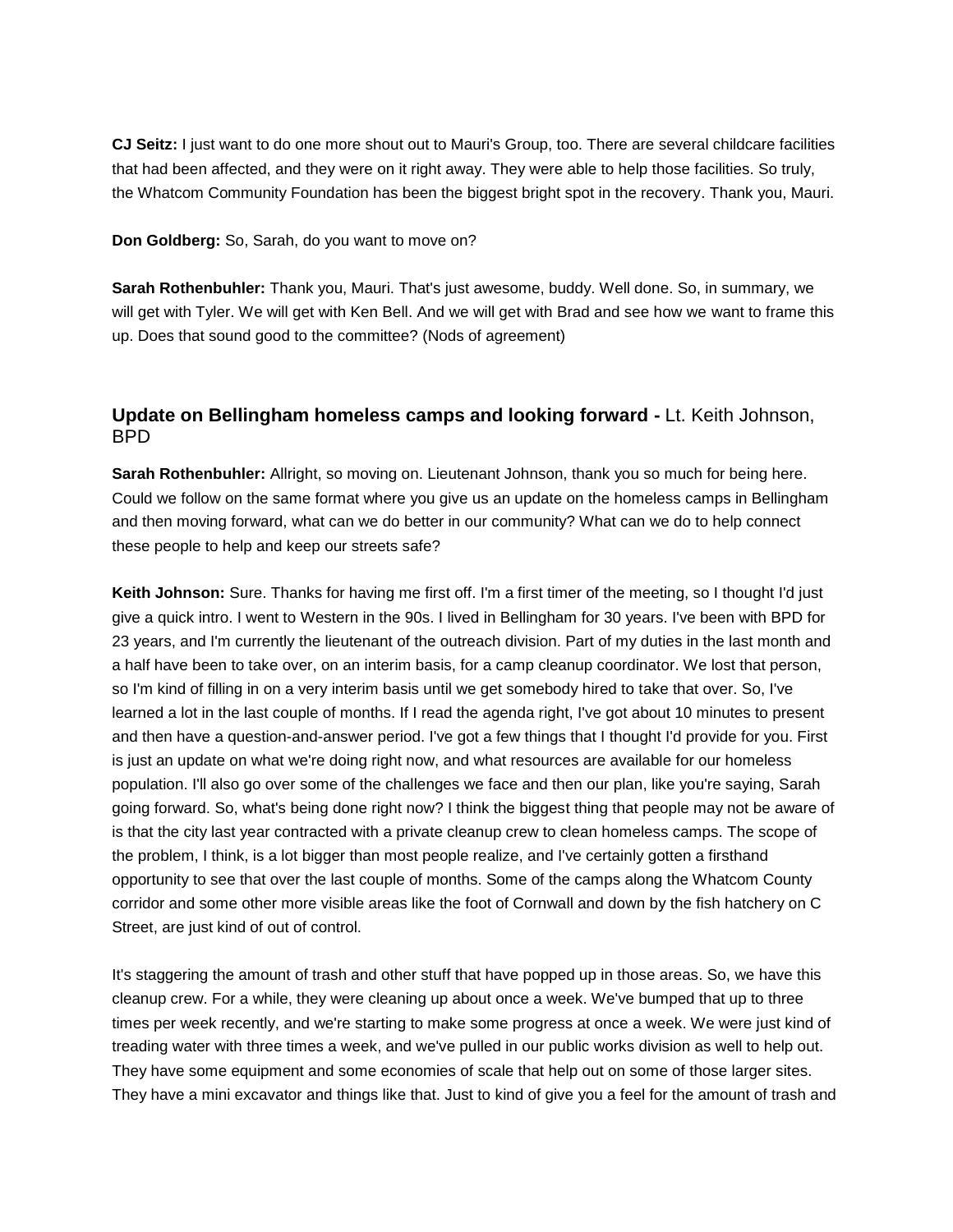**CJ Seitz:** I just want to do one more shout out to Mauri's Group, too. There are several childcare facilities that had been affected, and they were on it right away. They were able to help those facilities. So truly, the Whatcom Community Foundation has been the biggest bright spot in the recovery. Thank you, Mauri.

**Don Goldberg:** So, Sarah, do you want to move on?

**Sarah Rothenbuhler:** Thank you, Mauri. That's just awesome, buddy. Well done. So, in summary, we will get with Tyler. We will get with Ken Bell. And we will get with Brad and see how we want to frame this up. Does that sound good to the committee? (Nods of agreement)

## Update on Bellingham homeless camps and looking forward - Lt. Keith Johnson, BPD

**Sarah Rothenbuhler:** Allright, so moving on. Lieutenant Johnson, thank you so much for being here. Could we follow on the same format where you give us an update on the homeless camps in Bellingham and then moving forward, what can we do better in our community? What can we do to help connect these people to help and keep our streets safe?

**Keith Johnson:** Sure. Thanks for having me first off. I'm a first timer of the meeting, so I thought I'd just give a quick intro. I went to Western in the 90s. I lived in Bellingham for 30 years. I've been with BPD for 23 years, and I'm currently the lieutenant of the outreach division. Part of my duties in the last month and a half have been to take over, on an interim basis, for a camp cleanup coordinator. We lost that person, so I'm kind of filling in on a very interim basis until we get somebody hired to take that over. So, I've learned a lot in the last couple of months. If I read the agenda right, I've got about 10 minutes to present and then have a question-and-answer period. I've got a few things that I thought I'd provide for you. First is just an update on what we're doing right now, and what resources are available for our homeless population. I'll also go over some of the challenges we face and then our plan, like you're saying, Sarah going forward. So, what's being done right now? I think the biggest thing that people may not be aware of is that the city last year contracted with a private cleanup crew to clean homeless camps. The scope of the problem, I think, is a lot bigger than most people realize, and I've certainly gotten a firsthand opportunity to see that over the last couple of months. Some of the camps along the Whatcom County corridor and some other more visible areas like the foot of Cornwall and down by the fish hatchery on C Street, are just kind of out of control.

It's staggering the amount of trash and other stuff that have popped up in those areas. So, we have this cleanup crew. For a while, they were cleaning up about once a week. We've bumped that up to three times per week recently, and we're starting to make some progress at once a week. We were just kind of treading water with three times a week, and we've pulled in our public works division as well to help out. They have some equipment and some economies of scale that help out on some of those larger sites. They have a mini excavator and things like that. Just to kind of give you a feel for the amount of trash and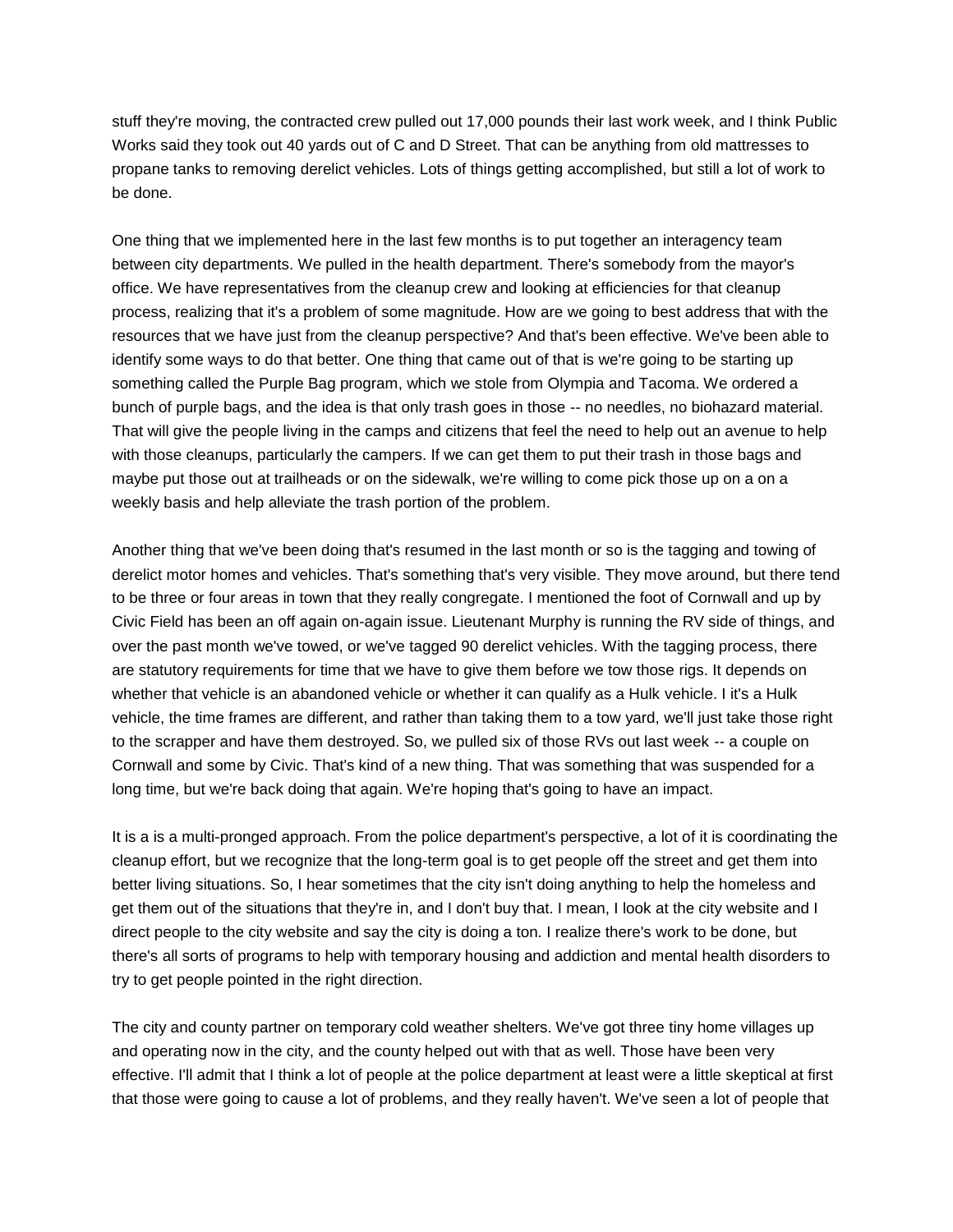stuff they're moving, the contracted crew pulled out 17,000 pounds their last work week, and I think Public Works said they took out 40 yards out of C and D Street. That can be anything from old mattresses to propane tanks to removing derelict vehicles. Lots of things getting accomplished, but still a lot of work to be done.

One thing that we implemented here in the last few months is to put together an interagency team between city departments. We pulled in the health department. There's somebody from the mayor's office. We have representatives from the cleanup crew and looking at efficiencies for that cleanup process, realizing that it's a problem of some magnitude. How are we going to best address that with the resources that we have just from the cleanup perspective? And that's been effective. We've been able to identify some ways to do that better. One thing that came out of that is we're going to be starting up something called the Purple Bag program, which we stole from Olympia and Tacoma. We ordered a bunch of purple bags, and the idea is that only trash goes in those -- no needles, no biohazard material. That will give the people living in the camps and citizens that feel the need to help out an avenue to help with those cleanups, particularly the campers. If we can get them to put their trash in those bags and maybe put those out at trailheads or on the sidewalk, we're willing to come pick those up on a on a weekly basis and help alleviate the trash portion of the problem.

Another thing that we've been doing that's resumed in the last month or so is the tagging and towing of derelict motor homes and vehicles. That's something that's very visible. They move around, but there tend to be three or four areas in town that they really congregate. I mentioned the foot of Cornwall and up by Civic Field has been an off again on-again issue. Lieutenant Murphy is running the RV side of things, and over the past month we've towed, or we've tagged 90 derelict vehicles. With the tagging process, there are statutory requirements for time that we have to give them before we tow those rigs. It depends on whether that vehicle is an abandoned vehicle or whether it can qualify as a Hulk vehicle. I it's a Hulk vehicle, the time frames are different, and rather than taking them to a tow yard, we'll just take those right to the scrapper and have them destroyed. So, we pulled six of those RVs out last week -- a couple on Cornwall and some by Civic. That's kind of a new thing. That was something that was suspended for a long time, but we're back doing that again. We're hoping that's going to have an impact.

It is a is a multi-pronged approach. From the police department's perspective, a lot of it is coordinating the cleanup effort, but we recognize that the long-term goal is to get people off the street and get them into better living situations. So, I hear sometimes that the city isn't doing anything to help the homeless and get them out of the situations that they're in, and I don't buy that. I mean, I look at the city website and I direct people to the city website and say the city is doing a ton. I realize there's work to be done, but there's all sorts of programs to help with temporary housing and addiction and mental health disorders to try to get people pointed in the right direction.

The city and county partner on temporary cold weather shelters. We've got three tiny home villages up and operating now in the city, and the county helped out with that as well. Those have been very effective. I'll admit that I think a lot of people at the police department at least were a little skeptical at first that those were going to cause a lot of problems, and they really haven't. We've seen a lot of people that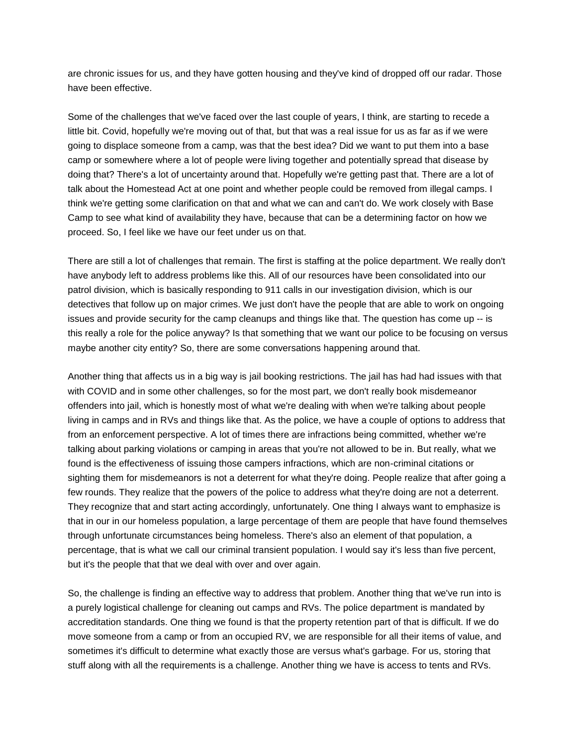are chronic issues for us, and they have gotten housing and they've kind of dropped off our radar. Those have been effective.

Some of the challenges that we've faced over the last couple of years, I think, are starting to recede a little bit. Covid, hopefully we're moving out of that, but that was a real issue for us as far as if we were going to displace someone from a camp, was that the best idea? Did we want to put them into a base camp or somewhere where a lot of people were living together and potentially spread that disease by doing that? There's a lot of uncertainty around that. Hopefully we're getting past that. There are a lot of talk about the Homestead Act at one point and whether people could be removed from illegal camps. I think we're getting some clarification on that and what we can and can't do. We work closely with Base Camp to see what kind of availability they have, because that can be a determining factor on how we proceed. So, I feel like we have our feet under us on that.

There are still a lot of challenges that remain. The first is staffing at the police department. We really don't have anybody left to address problems like this. All of our resources have been consolidated into our patrol division, which is basically responding to 911 calls in our investigation division, which is our detectives that follow up on major crimes. We just don't have the people that are able to work on ongoing issues and provide security for the camp cleanups and things like that. The question has come up -- is this really a role for the police anyway? Is that something that we want our police to be focusing on versus maybe another city entity? So, there are some conversations happening around that.

Another thing that affects us in a big way is jail booking restrictions. The jail has had had issues with that with COVID and in some other challenges, so for the most part, we don't really book misdemeanor offenders into jail, which is honestly most of what we're dealing with when we're talking about people living in camps and in RVs and things like that. As the police, we have a couple of options to address that from an enforcement perspective. A lot of times there are infractions being committed, whether we're talking about parking violations or camping in areas that you're not allowed to be in. But really, what we found is the effectiveness of issuing those campers infractions, which are non-criminal citations or sighting them for misdemeanors is not a deterrent for what they're doing. People realize that after going a few rounds. They realize that the powers of the police to address what they're doing are not a deterrent. They recognize that and start acting accordingly, unfortunately. One thing I always want to emphasize is that in our in our homeless population, a large percentage of them are people that have found themselves through unfortunate circumstances being homeless. There's also an element of that population, a percentage, that is what we call our criminal transient population. I would say it's less than five percent, but it's the people that that we deal with over and over again.

So, the challenge is finding an effective way to address that problem. Another thing that we've run into is a purely logistical challenge for cleaning out camps and RVs. The police department is mandated by accreditation standards. One thing we found is that the property retention part of that is difficult. If we do move someone from a camp or from an occupied RV, we are responsible for all their items of value, and sometimes it's difficult to determine what exactly those are versus what's garbage. For us, storing that stuff along with all the requirements is a challenge. Another thing we have is access to tents and RVs.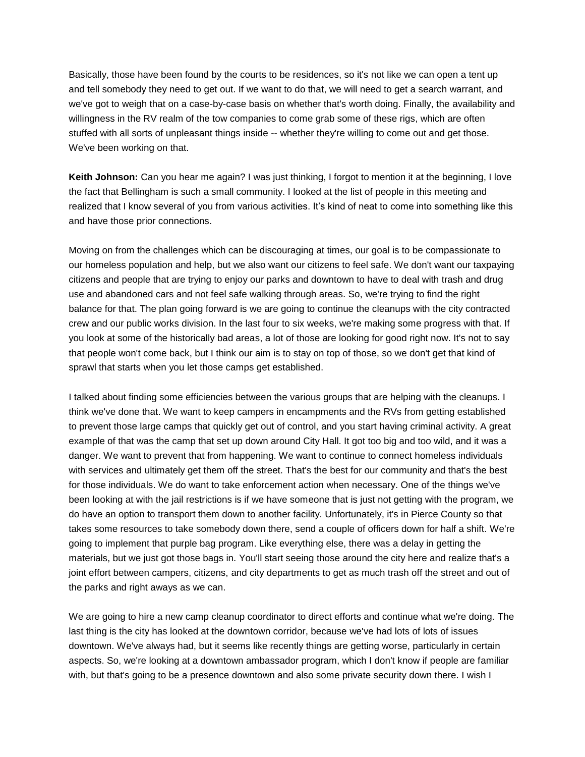Basically, those have been found by the courts to be residences, so it's not like we can open a tent up and tell somebody they need to get out. If we want to do that, we will need to get a search warrant, and we've got to weigh that on a case-by-case basis on whether that's worth doing. Finally, the availability and willingness in the RV realm of the tow companies to come grab some of these rigs, which are often stuffed with all sorts of unpleasant things inside -- whether they're willing to come out and get those. We've been working on that.

**Keith Johnson:** Can you hear me again? I was just thinking, I forgot to mention it at the beginning, I love the fact that Bellingham is such a small community. I looked at the list of people in this meeting and realized that I know several of you from various activities. It's kind of neat to come into something like this and have those prior connections.

Moving on from the challenges which can be discouraging at times, our goal is to be compassionate to our homeless population and help, but we also want our citizens to feel safe. We don't want our taxpaying citizens and people that are trying to enjoy our parks and downtown to have to deal with trash and drug use and abandoned cars and not feel safe walking through areas. So, we're trying to find the right balance for that. The plan going forward is we are going to continue the cleanups with the city contracted crew and our public works division. In the last four to six weeks, we're making some progress with that. If you look at some of the historically bad areas, a lot of those are looking for good right now. It's not to say that people won't come back, but I think our aim is to stay on top of those, so we don't get that kind of sprawl that starts when you let those camps get established.

I talked about finding some efficiencies between the various groups that are helping with the cleanups. I think we've done that. We want to keep campers in encampments and the RVs from getting established to prevent those large camps that quickly get out of control, and you start having criminal activity. A great example of that was the camp that set up down around City Hall. It got too big and too wild, and it was a danger. We want to prevent that from happening. We want to continue to connect homeless individuals with services and ultimately get them off the street. That's the best for our community and that's the best for those individuals. We do want to take enforcement action when necessary. One of the things we've been looking at with the jail restrictions is if we have someone that is just not getting with the program, we do have an option to transport them down to another facility. Unfortunately, it's in Pierce County so that takes some resources to take somebody down there, send a couple of officers down for half a shift. We're going to implement that purple bag program. Like everything else, there was a delay in getting the materials, but we just got those bags in. You'll start seeing those around the city here and realize that's a joint effort between campers, citizens, and city departments to get as much trash off the street and out of the parks and right aways as we can.

We are going to hire a new camp cleanup coordinator to direct efforts and continue what we're doing. The last thing is the city has looked at the downtown corridor, because we've had lots of lots of issues downtown. We've always had, but it seems like recently things are getting worse, particularly in certain aspects. So, we're looking at a downtown ambassador program, which I don't know if people are familiar with, but that's going to be a presence downtown and also some private security down there. I wish I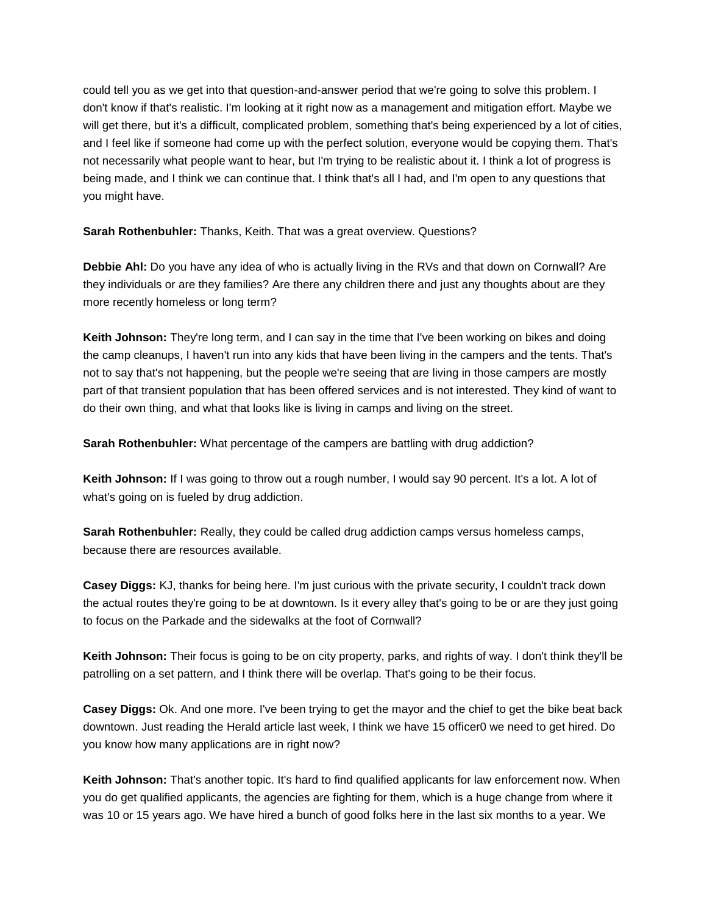could tell you as we get into that question-and-answer period that we're going to solve this problem. I don't know if that's realistic. I'm looking at it right now as a management and mitigation effort. Maybe we will get there, but it's a difficult, complicated problem, something that's being experienced by a lot of cities, and I feel like if someone had come up with the perfect solution, everyone would be copying them. That's not necessarily what people want to hear, but I'm trying to be realistic about it. I think a lot of progress is being made, and I think we can continue that. I think that's all I had, and I'm open to any questions that you might have.

**Sarah Rothenbuhler:** Thanks, Keith. That was a great overview. Questions?

**Debbie Ahl:** Do you have any idea of who is actually living in the RVs and that down on Cornwall? Are they individuals or are they families? Are there any children there and just any thoughts about are they more recently homeless or long term?

**Keith Johnson:** They're long term, and I can say in the time that I've been working on bikes and doing the camp cleanups, I haven't run into any kids that have been living in the campers and the tents. That's not to say that's not happening, but the people we're seeing that are living in those campers are mostly part of that transient population that has been offered services and is not interested. They kind of want to do their own thing, and what that looks like is living in camps and living on the street.

**Sarah Rothenbuhler:** What percentage of the campers are battling with drug addiction?

**Keith Johnson:** If I was going to throw out a rough number, I would say 90 percent. It's a lot. A lot of what's going on is fueled by drug addiction.

**Sarah Rothenbuhler:** Really, they could be called drug addiction camps versus homeless camps, because there are resources available.

**Casey Diggs:** KJ, thanks for being here. I'm just curious with the private security, I couldn't track down the actual routes they're going to be at downtown. Is it every alley that's going to be or are they just going to focus on the Parkade and the sidewalks at the foot of Cornwall?

**Keith Johnson:** Their focus is going to be on city property, parks, and rights of way. I don't think they'll be patrolling on a set pattern, and I think there will be overlap. That's going to be their focus.

**Casey Diggs:** Ok. And one more. I've been trying to get the mayor and the chief to get the bike beat back downtown. Just reading the Herald article last week, I think we have 15 officer0 we need to get hired. Do you know how many applications are in right now?

**Keith Johnson:** That's another topic. It's hard to find qualified applicants for law enforcement now. When you do get qualified applicants, the agencies are fighting for them, which is a huge change from where it was 10 or 15 years ago. We have hired a bunch of good folks here in the last six months to a year. We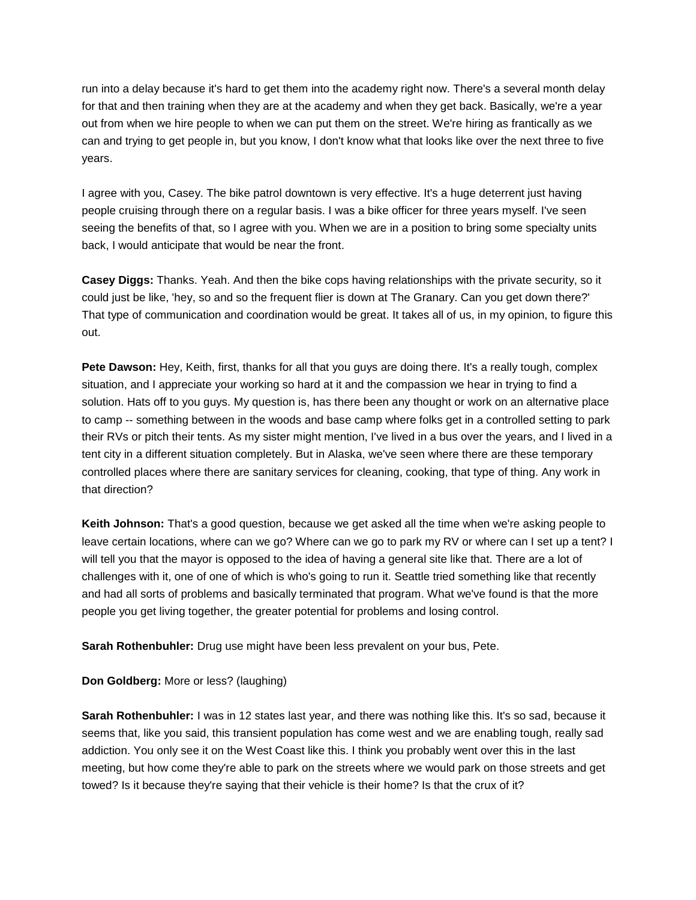run into a delay because it's hard to get them into the academy right now. There's a several month delay for that and then training when they are at the academy and when they get back. Basically, we're a year out from when we hire people to when we can put them on the street. We're hiring as frantically as we can and trying to get people in, but you know, I don't know what that looks like over the next three to five years.

I agree with you, Casey. The bike patrol downtown is very effective. It's a huge deterrent just having people cruising through there on a regular basis. I was a bike officer for three years myself. I've seen seeing the benefits of that, so I agree with you. When we are in a position to bring some specialty units back, I would anticipate that would be near the front.

**Casey Diggs:** Thanks. Yeah. And then the bike cops having relationships with the private security, so it could just be like, 'hey, so and so the frequent flier is down at The Granary. Can you get down there?' That type of communication and coordination would be great. It takes all of us, in my opinion, to figure this out.

**Pete Dawson:** Hey, Keith, first, thanks for all that you guys are doing there. It's a really tough, complex situation, and I appreciate your working so hard at it and the compassion we hear in trying to find a solution. Hats off to you guys. My question is, has there been any thought or work on an alternative place to camp -- something between in the woods and base camp where folks get in a controlled setting to park their RVs or pitch their tents. As my sister might mention, I've lived in a bus over the years, and I lived in a tent city in a different situation completely. But in Alaska, we've seen where there are these temporary controlled places where there are sanitary services for cleaning, cooking, that type of thing. Any work in that direction?

**Keith Johnson:** That's a good question, because we get asked all the time when we're asking people to leave certain locations, where can we go? Where can we go to park my RV or where can I set up a tent? I will tell you that the mayor is opposed to the idea of having a general site like that. There are a lot of challenges with it, one of one of which is who's going to run it. Seattle tried something like that recently and had all sorts of problems and basically terminated that program. What we've found is that the more people you get living together, the greater potential for problems and losing control.

**Sarah Rothenbuhler:** Drug use might have been less prevalent on your bus, Pete.

**Don Goldberg:** More or less? (laughing)

**Sarah Rothenbuhler:** I was in 12 states last year, and there was nothing like this. It's so sad, because it seems that, like you said, this transient population has come west and we are enabling tough, really sad addiction. You only see it on the West Coast like this. I think you probably went over this in the last meeting, but how come they're able to park on the streets where we would park on those streets and get towed? Is it because they're saying that their vehicle is their home? Is that the crux of it?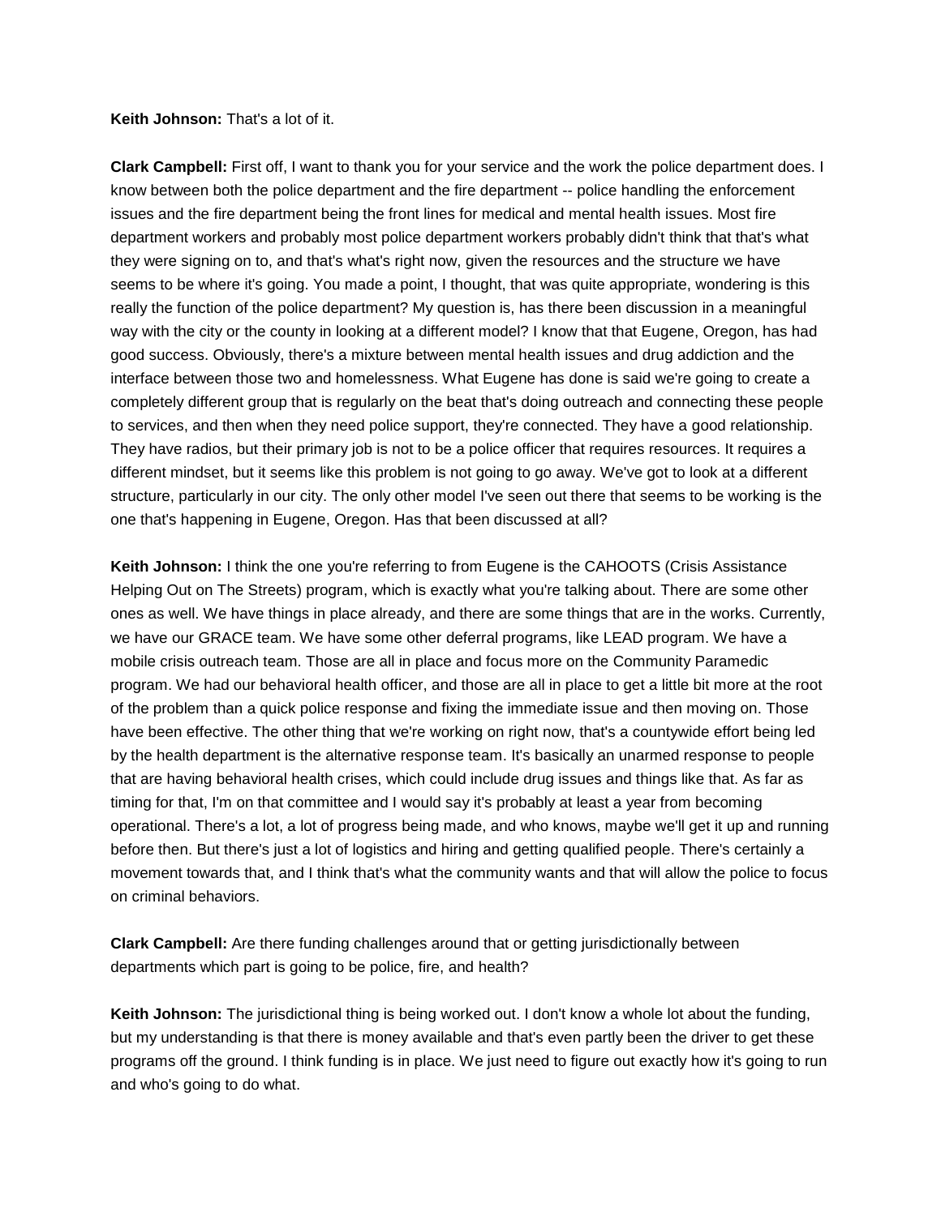**Keith Johnson:** That's a lot of it.

**Clark Campbell:** First off, I want to thank you for your service and the work the police department does. I know between both the police department and the fire department -- police handling the enforcement issues and the fire department being the front lines for medical and mental health issues. Most fire department workers and probably most police department workers probably didn't think that that's what they were signing on to, and that's what's right now, given the resources and the structure we have seems to be where it's going. You made a point, I thought, that was quite appropriate, wondering is this really the function of the police department? My question is, has there been discussion in a meaningful way with the city or the county in looking at a different model? I know that that Eugene, Oregon, has had good success. Obviously, there's a mixture between mental health issues and drug addiction and the interface between those two and homelessness. What Eugene has done is said we're going to create a completely different group that is regularly on the beat that's doing outreach and connecting these people to services, and then when they need police support, they're connected. They have a good relationship. They have radios, but their primary job is not to be a police officer that requires resources. It requires a different mindset, but it seems like this problem is not going to go away. We've got to look at a different structure, particularly in our city. The only other model I've seen out there that seems to be working is the one that's happening in Eugene, Oregon. Has that been discussed at all?

**Keith Johnson:** I think the one you're referring to from Eugene is the CAHOOTS (Crisis Assistance Helping Out on The Streets) program, which is exactly what you're talking about. There are some other ones as well. We have things in place already, and there are some things that are in the works. Currently, we have our GRACE team. We have some other deferral programs, like LEAD program. We have a mobile crisis outreach team. Those are all in place and focus more on the Community Paramedic program. We had our behavioral health officer, and those are all in place to get a little bit more at the root of the problem than a quick police response and fixing the immediate issue and then moving on. Those have been effective. The other thing that we're working on right now, that's a countywide effort being led by the health department is the alternative response team. It's basically an unarmed response to people that are having behavioral health crises, which could include drug issues and things like that. As far as timing for that, I'm on that committee and I would say it's probably at least a year from becoming operational. There's a lot, a lot of progress being made, and who knows, maybe we'll get it up and running before then. But there's just a lot of logistics and hiring and getting qualified people. There's certainly a movement towards that, and I think that's what the community wants and that will allow the police to focus on criminal behaviors.

**Clark Campbell:** Are there funding challenges around that or getting jurisdictionally between departments which part is going to be police, fire, and health?

**Keith Johnson:** The jurisdictional thing is being worked out. I don't know a whole lot about the funding, but my understanding is that there is money available and that's even partly been the driver to get these programs off the ground. I think funding is in place. We just need to figure out exactly how it's going to run and who's going to do what.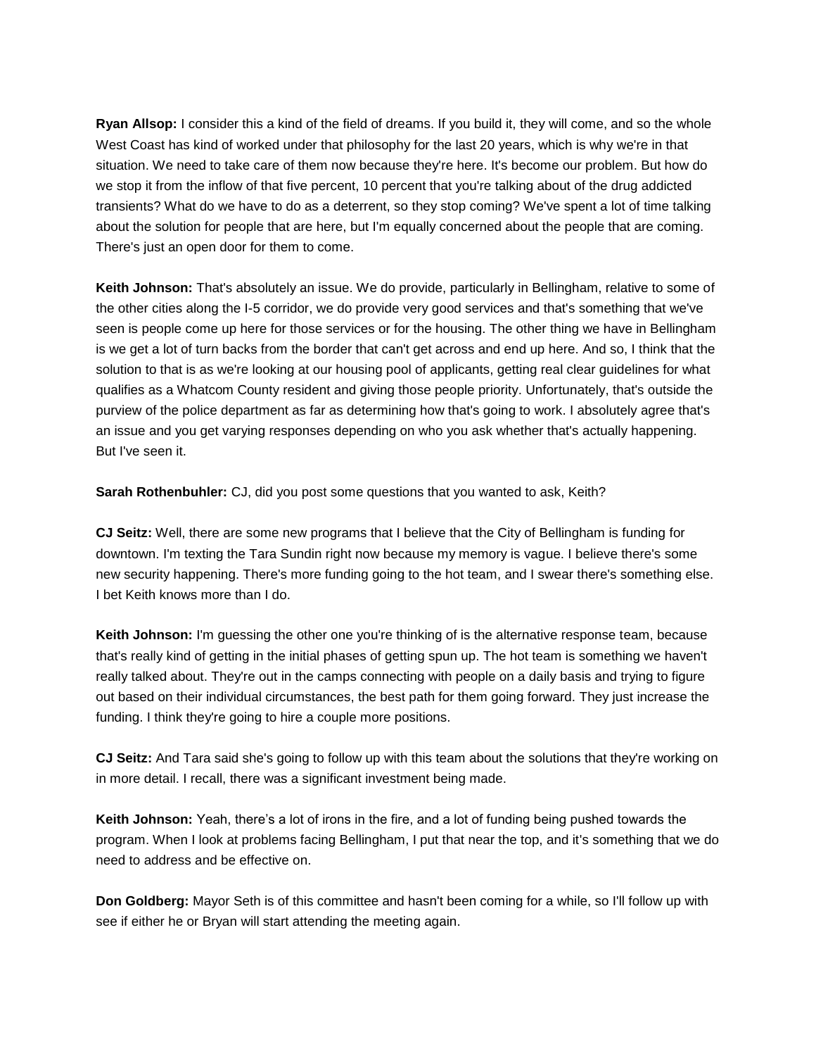**Ryan Allsop:** I consider this a kind of the field of dreams. If you build it, they will come, and so the whole West Coast has kind of worked under that philosophy for the last 20 years, which is why we're in that situation. We need to take care of them now because they're here. It's become our problem. But how do we stop it from the inflow of that five percent, 10 percent that you're talking about of the drug addicted transients? What do we have to do as a deterrent, so they stop coming? We've spent a lot of time talking about the solution for people that are here, but I'm equally concerned about the people that are coming. There's just an open door for them to come.

**Keith Johnson:** That's absolutely an issue. We do provide, particularly in Bellingham, relative to some of the other cities along the I-5 corridor, we do provide very good services and that's something that we've seen is people come up here for those services or for the housing. The other thing we have in Bellingham is we get a lot of turn backs from the border that can't get across and end up here. And so, I think that the solution to that is as we're looking at our housing pool of applicants, getting real clear guidelines for what qualifies as a Whatcom County resident and giving those people priority. Unfortunately, that's outside the purview of the police department as far as determining how that's going to work. I absolutely agree that's an issue and you get varying responses depending on who you ask whether that's actually happening. But I've seen it.

**Sarah Rothenbuhler:** CJ, did you post some questions that you wanted to ask, Keith?

**CJ Seitz:** Well, there are some new programs that I believe that the City of Bellingham is funding for downtown. I'm texting the Tara Sundin right now because my memory is vague. I believe there's some new security happening. There's more funding going to the hot team, and I swear there's something else. I bet Keith knows more than I do.

**Keith Johnson:** I'm guessing the other one you're thinking of is the alternative response team, because that's really kind of getting in the initial phases of getting spun up. The hot team is something we haven't really talked about. They're out in the camps connecting with people on a daily basis and trying to figure out based on their individual circumstances, the best path for them going forward. They just increase the funding. I think they're going to hire a couple more positions.

**CJ Seitz:** And Tara said she's going to follow up with this team about the solutions that they're working on in more detail. I recall, there was a significant investment being made.

**Keith Johnson:** Yeah, there's a lot of irons in the fire, and a lot of funding being pushed towards the program. When I look at problems facing Bellingham, I put that near the top, and it's something that we do need to address and be effective on.

**Don Goldberg:** Mayor Seth is of this committee and hasn't been coming for a while, so I'll follow up with see if either he or Bryan will start attending the meeting again.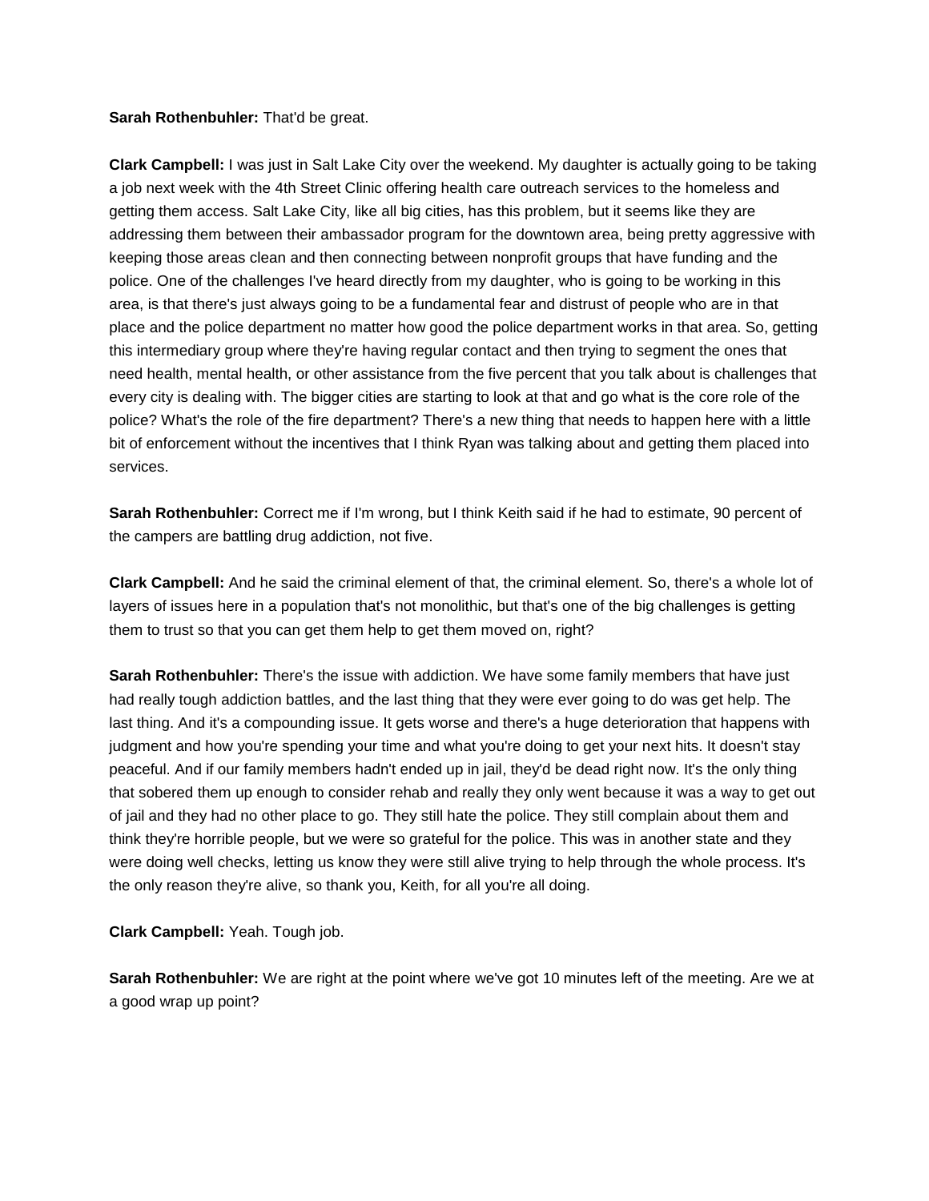**Sarah Rothenbuhler:** That'd be great.

**Clark Campbell:** I was just in Salt Lake City over the weekend. My daughter is actually going to be taking a job next week with the 4th Street Clinic offering health care outreach services to the homeless and getting them access. Salt Lake City, like all big cities, has this problem, but it seems like they are addressing them between their ambassador program for the downtown area, being pretty aggressive with keeping those areas clean and then connecting between nonprofit groups that have funding and the police. One of the challenges I've heard directly from my daughter, who is going to be working in this area, is that there's just always going to be a fundamental fear and distrust of people who are in that place and the police department no matter how good the police department works in that area. So, getting this intermediary group where they're having regular contact and then trying to segment the ones that need health, mental health, or other assistance from the five percent that you talk about is challenges that every city is dealing with. The bigger cities are starting to look at that and go what is the core role of the police? What's the role of the fire department? There's a new thing that needs to happen here with a little bit of enforcement without the incentives that I think Ryan was talking about and getting them placed into services.

**Sarah Rothenbuhler:** Correct me if I'm wrong, but I think Keith said if he had to estimate, 90 percent of the campers are battling drug addiction, not five.

**Clark Campbell:** And he said the criminal element of that, the criminal element. So, there's a whole lot of layers of issues here in a population that's not monolithic, but that's one of the big challenges is getting them to trust so that you can get them help to get them moved on, right?

**Sarah Rothenbuhler:** There's the issue with addiction. We have some family members that have just had really tough addiction battles, and the last thing that they were ever going to do was get help. The last thing. And it's a compounding issue. It gets worse and there's a huge deterioration that happens with judgment and how you're spending your time and what you're doing to get your next hits. It doesn't stay peaceful. And if our family members hadn't ended up in jail, they'd be dead right now. It's the only thing that sobered them up enough to consider rehab and really they only went because it was a way to get out of jail and they had no other place to go. They still hate the police. They still complain about them and think they're horrible people, but we were so grateful for the police. This was in another state and they were doing well checks, letting us know they were still alive trying to help through the whole process. It's the only reason they're alive, so thank you, Keith, for all you're all doing.

**Clark Campbell:** Yeah. Tough job.

**Sarah Rothenbuhler:** We are right at the point where we've got 10 minutes left of the meeting. Are we at a good wrap up point?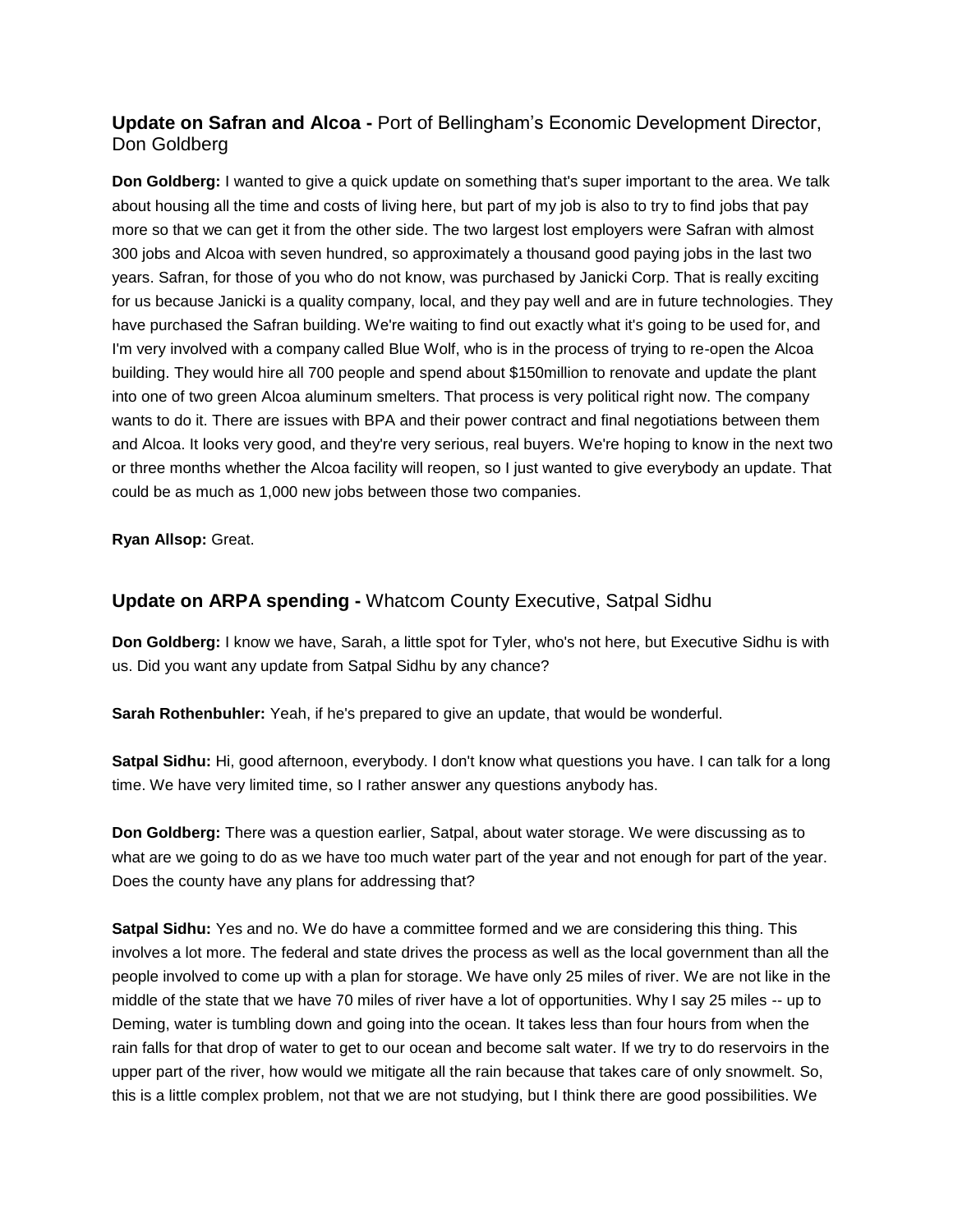## **Update on Safran and Alcoa -** Port of Bellingham's Economic Development Director, Don Goldberg

**Don Goldberg:** I wanted to give a quick update on something that's super important to the area. We talk about housing all the time and costs of living here, but part of my job is also to try to find jobs that pay more so that we can get it from the other side. The two largest lost employers were Safran with almost 300 jobs and Alcoa with seven hundred, so approximately a thousand good paying jobs in the last two years. Safran, for those of you who do not know, was purchased by Janicki Corp. That is really exciting for us because Janicki is a quality company, local, and they pay well and are in future technologies. They have purchased the Safran building. We're waiting to find out exactly what it's going to be used for, and I'm very involved with a company called Blue Wolf, who is in the process of trying to re-open the Alcoa building. They would hire all 700 people and spend about $150million to renovate and update the plant into one of two green Alcoa aluminum smelters. That process is very political right now. The company wants to do it. There are issues with BPA and their power contract and final negotiations between them and Alcoa. It looks very good, and they're very serious, real buyers. We're hoping to know in the next two or three months whether the Alcoa facility will reopen, so I just wanted to give everybody an update. That could be as much as 1,000 new jobs between those two companies.

**Ryan Allsop:** Great.

## **Update on ARPA spending -** Whatcom County Executive, Satpal Sidhu

**Don Goldberg:** I know we have, Sarah, a little spot for Tyler, who's not here, but Executive Sidhu is with us. Did you want any update from Satpal Sidhu by any chance?

**Sarah Rothenbuhler:** Yeah, if he's prepared to give an update, that would be wonderful.

**Satpal Sidhu:** Hi, good afternoon, everybody. I don't know what questions you have. I can talk for a long time. We have very limited time, so I rather answer any questions anybody has.

**Don Goldberg:** There was a question earlier, Satpal, about water storage. We were discussing as to what are we going to do as we have too much water part of the year and not enough for part of the year. Does the county have any plans for addressing that?

**Satpal Sidhu:** Yes and no. We do have a committee formed and we are considering this thing. This involves a lot more. The federal and state drives the process as well as the local government than all the people involved to come up with a plan for storage. We have only 25 miles of river. We are not like in the middle of the state that we have 70 miles of river have a lot of opportunities. Why I say 25 miles -- up to Deming, water is tumbling down and going into the ocean. It takes less than four hours from when the rain falls for that drop of water to get to our ocean and become salt water. If we try to do reservoirs in the upper part of the river, how would we mitigate all the rain because that takes care of only snowmelt. So, this is a little complex problem, not that we are not studying, but I think there are good possibilities. We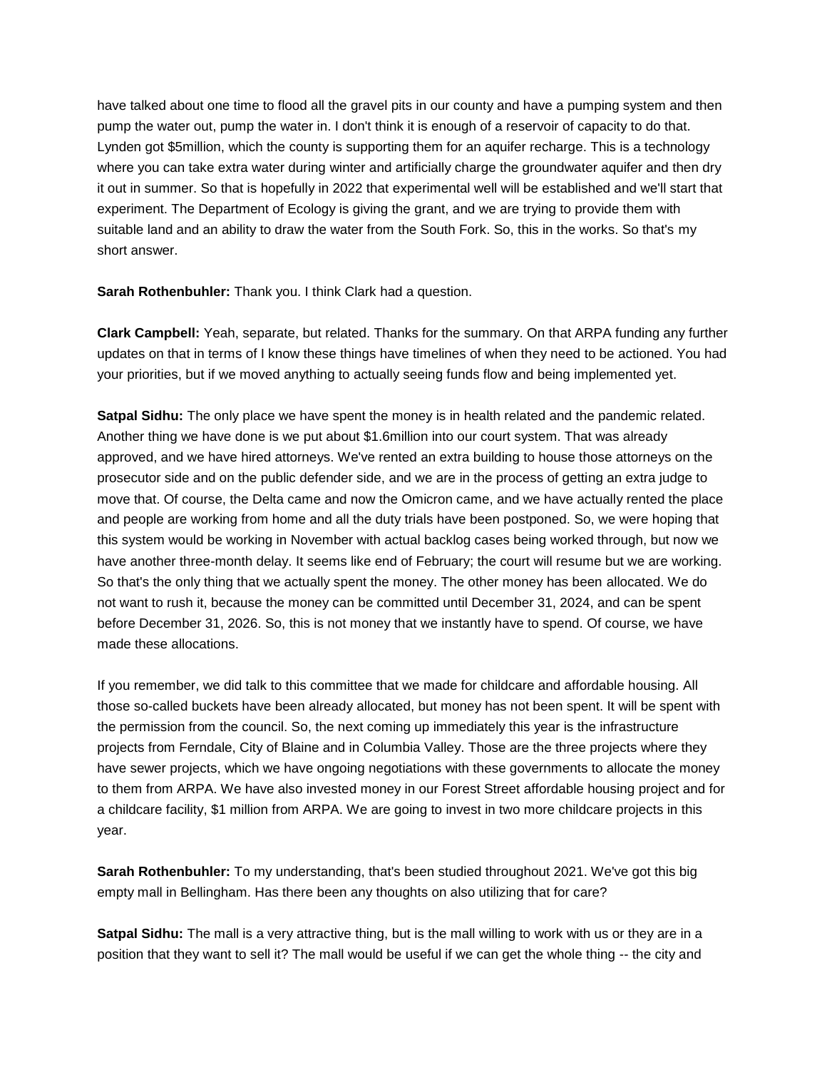have talked about one time to flood all the gravel pits in our county and have a pumping system and then pump the water out, pump the water in. I don't think it is enough of a reservoir of capacity to do that. Lynden got $5million, which the county is supporting them for an aquifer recharge. This is a technology where you can take extra water during winter and artificially charge the groundwater aquifer and then dry it out in summer. So that is hopefully in 2022 that experimental well will be established and we'll start that experiment. The Department of Ecology is giving the grant, and we are trying to provide them with suitable land and an ability to draw the water from the South Fork. So, this in the works. So that's my short answer.

**Sarah Rothenbuhler:** Thank you. I think Clark had a question.

**Clark Campbell:** Yeah, separate, but related. Thanks for the summary. On that ARPA funding any further updates on that in terms of I know these things have timelines of when they need to be actioned. You had your priorities, but if we moved anything to actually seeing funds flow and being implemented yet.

**Satpal Sidhu:** The only place we have spent the money is in health related and the pandemic related. Another thing we have done is we put about $1.6million into our court system. That was already approved, and we have hired attorneys. We've rented an extra building to house those attorneys on the prosecutor side and on the public defender side, and we are in the process of getting an extra judge to move that. Of course, the Delta came and now the Omicron came, and we have actually rented the place and people are working from home and all the duty trials have been postponed. So, we were hoping that this system would be working in November with actual backlog cases being worked through, but now we have another three-month delay. It seems like end of February; the court will resume but we are working. So that's the only thing that we actually spent the money. The other money has been allocated. We do not want to rush it, because the money can be committed until December 31, 2024, and can be spent before December 31, 2026. So, this is not money that we instantly have to spend. Of course, we have made these allocations.

If you remember, we did talk to this committee that we made for childcare and affordable housing. All those so-called buckets have been already allocated, but money has not been spent. It will be spent with the permission from the council. So, the next coming up immediately this year is the infrastructure projects from Ferndale, City of Blaine and in Columbia Valley. Those are the three projects where they have sewer projects, which we have ongoing negotiations with these governments to allocate the money to them from ARPA. We have also invested money in our Forest Street affordable housing project and for a childcare facility, $1 million from ARPA. We are going to invest in two more childcare projects in this year.

**Sarah Rothenbuhler:** To my understanding, that's been studied throughout 2021. We've got this big empty mall in Bellingham. Has there been any thoughts on also utilizing that for care?

**Satpal Sidhu:** The mall is a very attractive thing, but is the mall willing to work with us or they are in a position that they want to sell it? The mall would be useful if we can get the whole thing -- the city and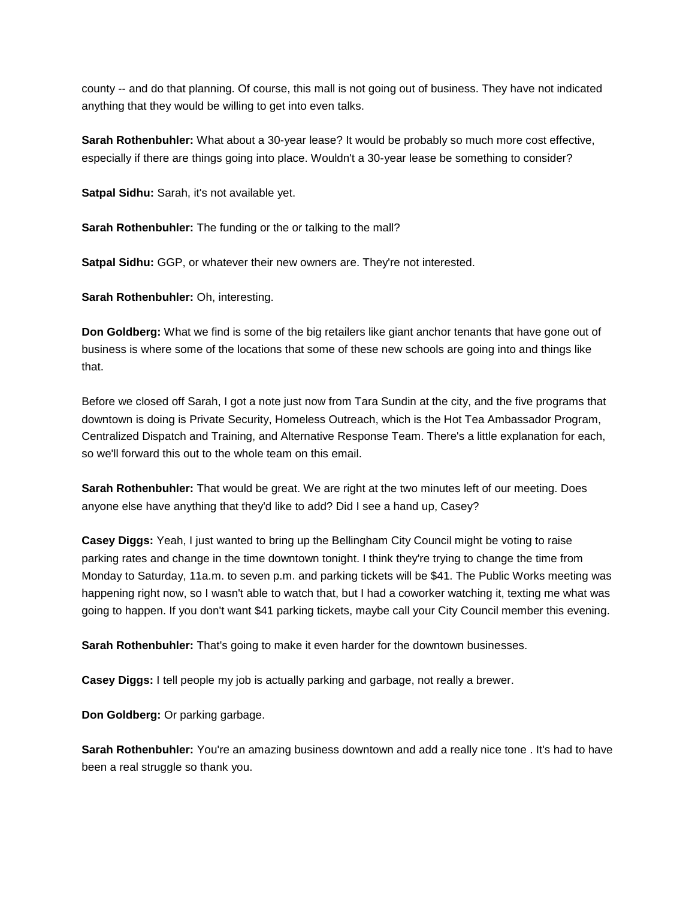county -- and do that planning. Of course, this mall is not going out of business. They have not indicated anything that they would be willing to get into even talks.

**Sarah Rothenbuhler:** What about a 30-year lease? It would be probably so much more cost effective, especially if there are things going into place. Wouldn't a 30-year lease be something to consider?

**Satpal Sidhu:** Sarah, it's not available yet.

**Sarah Rothenbuhler:** The funding or the or talking to the mall?

**Satpal Sidhu:** GGP, or whatever their new owners are. They're not interested.

**Sarah Rothenbuhler:** Oh, interesting.

**Don Goldberg:** What we find is some of the big retailers like giant anchor tenants that have gone out of business is where some of the locations that some of these new schools are going into and things like that.

Before we closed off Sarah, I got a note just now from Tara Sundin at the city, and the five programs that downtown is doing is Private Security, Homeless Outreach, which is the Hot Tea Ambassador Program, Centralized Dispatch and Training, and Alternative Response Team. There's a little explanation for each, so we'll forward this out to the whole team on this email.

**Sarah Rothenbuhler:** That would be great. We are right at the two minutes left of our meeting. Does anyone else have anything that they'd like to add? Did I see a hand up, Casey?

**Casey Diggs:** Yeah, I just wanted to bring up the Bellingham City Council might be voting to raise parking rates and change in the time downtown tonight. I think they're trying to change the time from Monday to Saturday, 11a.m. to seven p.m. and parking tickets will be $41. The Public Works meeting was happening right now, so I wasn't able to watch that, but I had a coworker watching it, texting me what was going to happen. If you don't want $41 parking tickets, maybe call your City Council member this evening.

**Sarah Rothenbuhler:** That's going to make it even harder for the downtown businesses.

**Casey Diggs:** I tell people my job is actually parking and garbage, not really a brewer.

**Don Goldberg:** Or parking garbage.

**Sarah Rothenbuhler:** You're an amazing business downtown and add a really nice tone . It's had to have been a real struggle so thank you.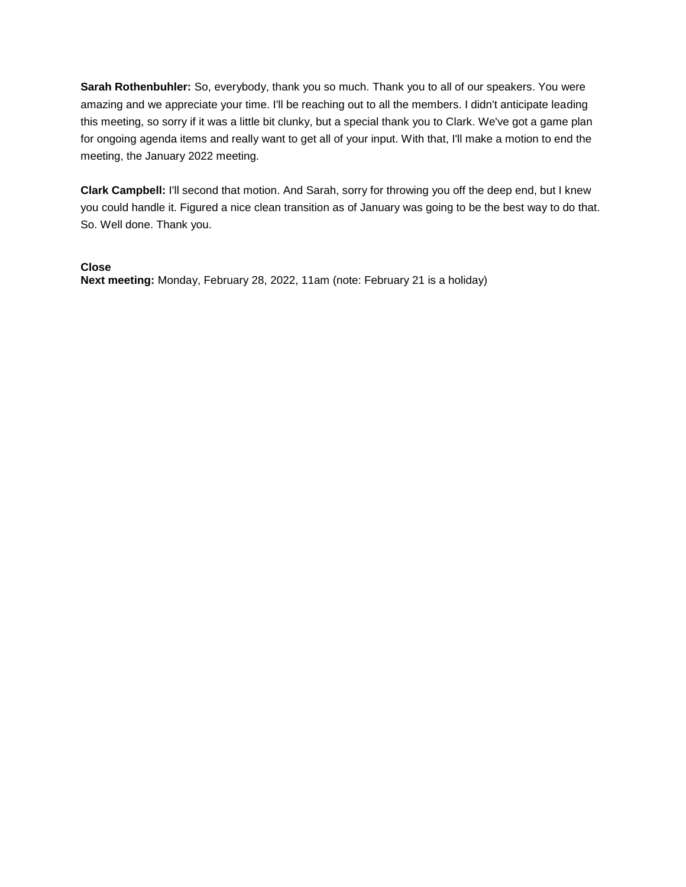**Sarah Rothenbuhler:** So, everybody, thank you so much. Thank you to all of our speakers. You were amazing and we appreciate your time. I'll be reaching out to all the members. I didn't anticipate leading this meeting, so sorry if it was a little bit clunky, but a special thank you to Clark. We've got a game plan for ongoing agenda items and really want to get all of your input. With that, I'll make a motion to end the meeting, the January 2022 meeting.

**Clark Campbell:** I'll second that motion. And Sarah, sorry for throwing you off the deep end, but I knew you could handle it. Figured a nice clean transition as of January was going to be the best way to do that. So. Well done. Thank you.

**Close**
**Next meeting:** Monday, February 28, 2022, 11am (note: February 21 is a holiday)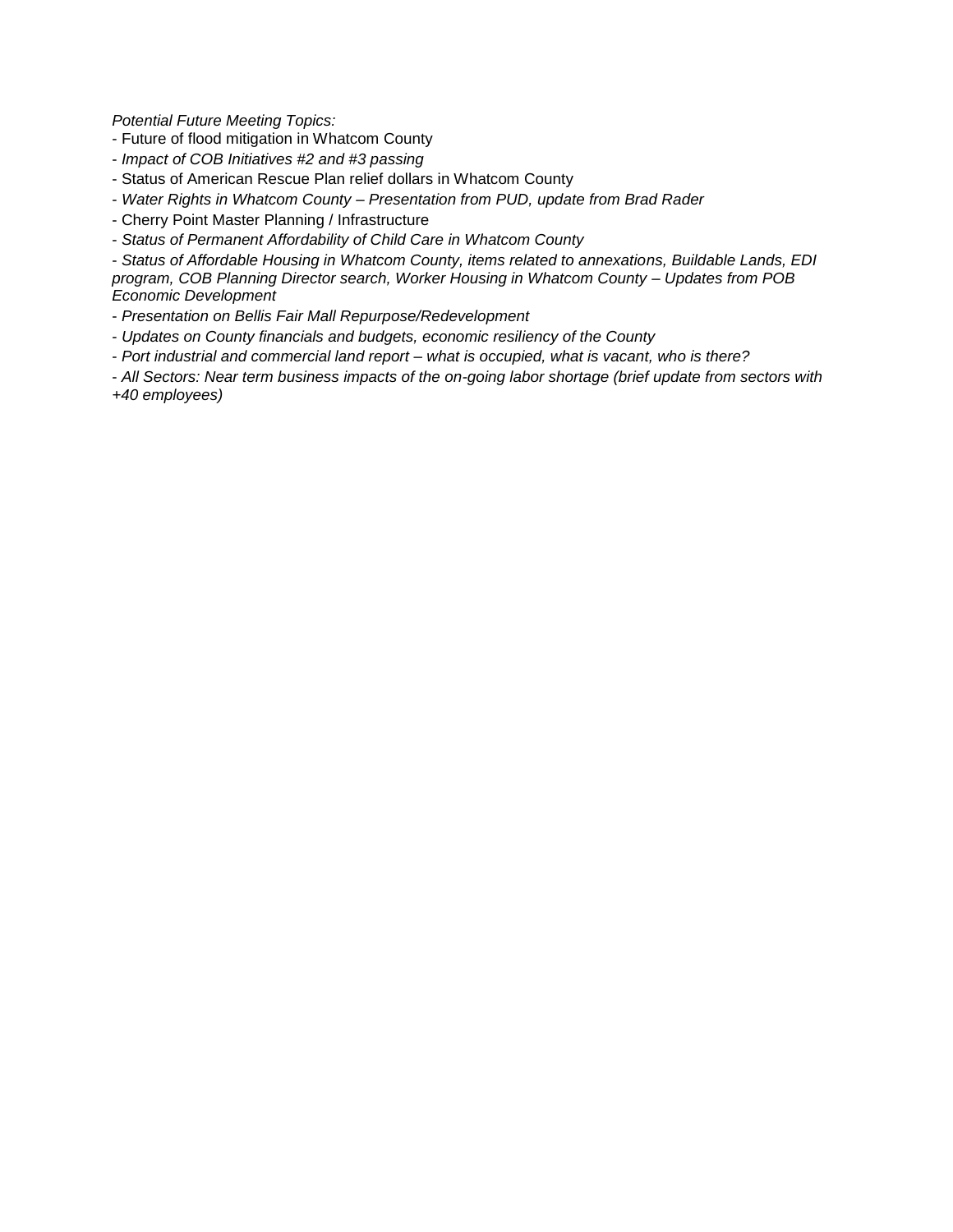*Potential Future Meeting Topics:*

- Future of flood mitigation in Whatcom County
- *Impact of COB Initiatives #2 and #3 passing*
- Status of American Rescue Plan relief dollars in Whatcom County
- *Water Rights in Whatcom County – Presentation from PUD, update from Brad Rader*
- Cherry Point Master Planning / Infrastructure
- *Status of Permanent Affordability of Child Care in Whatcom County*
- *Status of Affordable Housing in Whatcom County, items related to annexations, Buildable Lands, EDI program, COB Planning Director search, Worker Housing in Whatcom County – Updates from POB Economic Development*
- *Presentation on Bellis Fair Mall Repurpose/Redevelopment*
- *Updates on County financials and budgets, economic resiliency of the County*
- *Port industrial and commercial land report – what is occupied, what is vacant, who is there?*
- *All Sectors: Near term business impacts of the on-going labor shortage (brief update from sectors with +40 employees)*